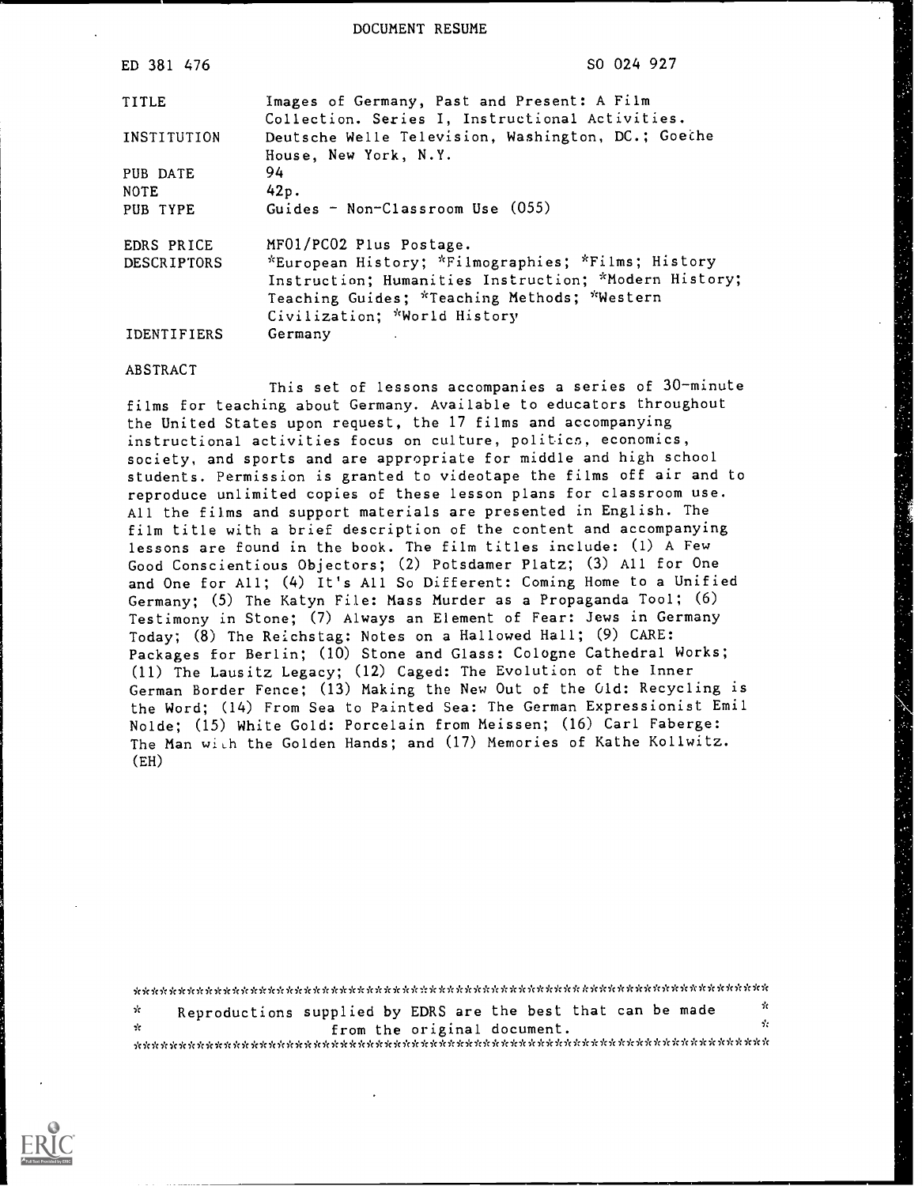DOCUMENT RESUME

| | |
|---|---|
| ED 381 476 | SO 024 927 |
| TITLE | Images of Germany, Past and Present: A Film Collection. Series I, Instructional Activities. |
| INSTITUTION | Deutsche Welle Television, Washington, DC.; Goethe House, New York, N.Y. |
| PUB DATE | 94 |
| NOTE | 42p. |
| PUB TYPE | Guides - Non-Classroom Use (055) |
| EDRS PRICE | MF01/PC02 Plus Postage. |
| DESCRIPTORS | *European History; *Filmographies; *Films; History Instruction; Humanities Instruction; *Modern History; Teaching Guides; *Teaching Methods; *Western Civilization; *World History |
| IDENTIFIERS | Germany |

ABSTRACT

This set of lessons accompanies a series of 30-minute films for teaching about Germany. Available to educators throughout the United States upon request, the 17 films and accompanying instructional activities focus on culture, politics, economics, society, and sports and are appropriate for middle and high school students. Permission is granted to videotape the films off air and to reproduce unlimited copies of these lesson plans for classroom use. All the films and support materials are presented in English. The film title with a brief description of the content and accompanying lessons are found in the book. The film titles include: (1) A Few Good Conscientious Objectors; (2) Potsdamer Platz; (3) All for One and One for All; (4) It's All So Different: Coming Home to a Unified Germany; (5) The Katyn File: Mass Murder as a Propaganda Tool; (6) Testimony in Stone; (7) Always an Element of Fear: Jews in Germany Today; (8) The Reichstag: Notes on a Hallowed Hall; (9) CARE: Packages for Berlin; (10) Stone and Glass: Cologne Cathedral Works; (11) The Lausitz Legacy; (12) Caged: The Evolution of the Inner German Border Fence; (13) Making the New Out of the Old: Recycling is the Word; (14) From Sea to Painted Sea: The German Expressionist Emil Nolde; (15) White Gold: Porcelain from Meissen; (16) Carl Faberge: The Man with the Golden Hands; and (17) Memories of Kathe Kollwitz. (EH)

***********************************************************************
* Reproductions supplied by EDRS are the best that can be made *
* from the original document. *
***********************************************************************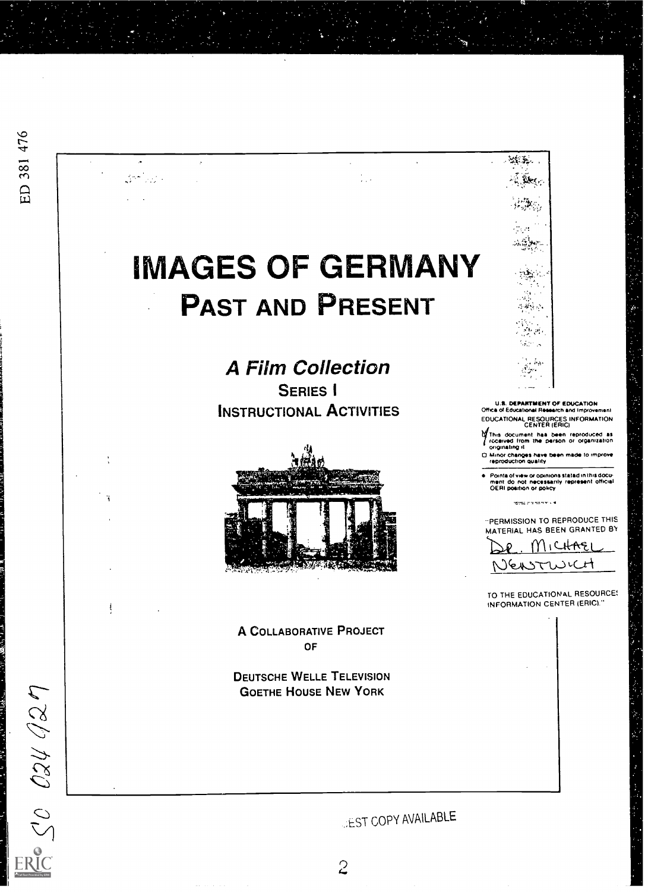ED 381 476

# IMAGES OF GERMANY

## PAST AND PRESENT

### *A Film Collection*

**SERIES I**

**INSTRUCTIONAL ACTIVITIES**

U.S. DEPARTMENT OF EDUCATION
Office of Educational Research and Improvement
EDUCATIONAL RESOURCES INFORMATION CENTER (ERIC)

- This document has been reproduced as received from the person or organization originating it.
- Minor changes have been made to improve reproduction quality.

- Points of view or opinions stated in this document do not necessarily represent official OERI position or policy.

"PERMISSION TO REPRODUCE THIS MATERIAL HAS BEEN GRANTED BY

Dr. Michael Nentwich

TO THE EDUCATIONAL RESOURCES INFORMATION CENTER (ERIC)."

A COLLABORATIVE PROJECT
OF

DEUTSCHE WELLE TELEVISION
GOETHE HOUSE NEW YORK

SO 024 927

BEST COPY AVAILABLE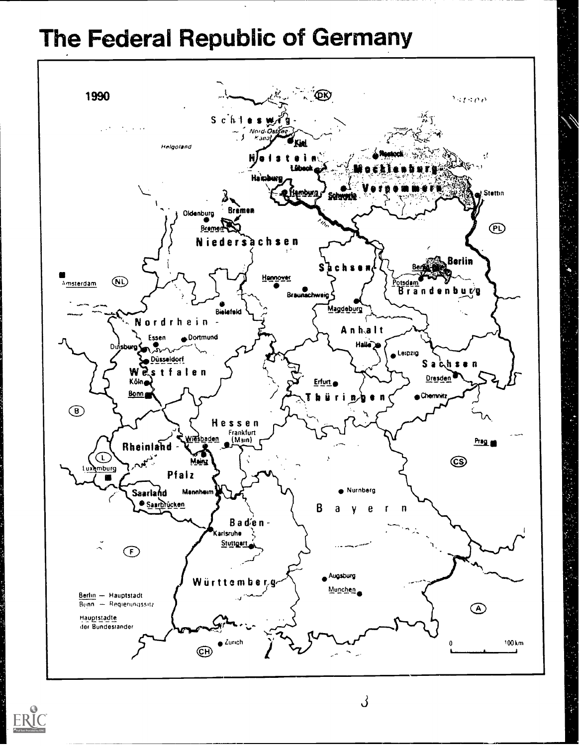# The Federal Republic of Germany

1990

Schleswig-Holstein

Nord-Ostsee Kanal

Kiel

Helgoland

Rostock

Lübeck

Mecklenburg-Vorpommern

Hamburg

Schwerin

Stettin

Oldenburg

Bremen

Niedersachsen

Berlin

Potsdam

Brandenburg

Amsterdam

Hannover

Braunschweig

Sachsen-Anhalt

Magdeburg

Bielefeld

Nordrhein-Westfalen

Essen

Dortmund

Duisburg

Halle

Leipzig

Düsseldorf

Sachsen

Dresden

Köln

Erfurt

Bonn

Thüringen

Chemnitz

Hessen

Frankfurt (Main)

Wiesbaden

Rheinland-Pfalz

Mainz

Prag

Luxemburg

Saarland

Mannheim

Nurnberg

Saarbrücken

Bayern

Baden-Württemberg

Karlsruhe

Stuttgart

Augsburg

Munchen

Zurich

Berlin — Hauptstadt
Bonn — Regierungssitz

Hauptstadte der Bundeslander

0 — 100 km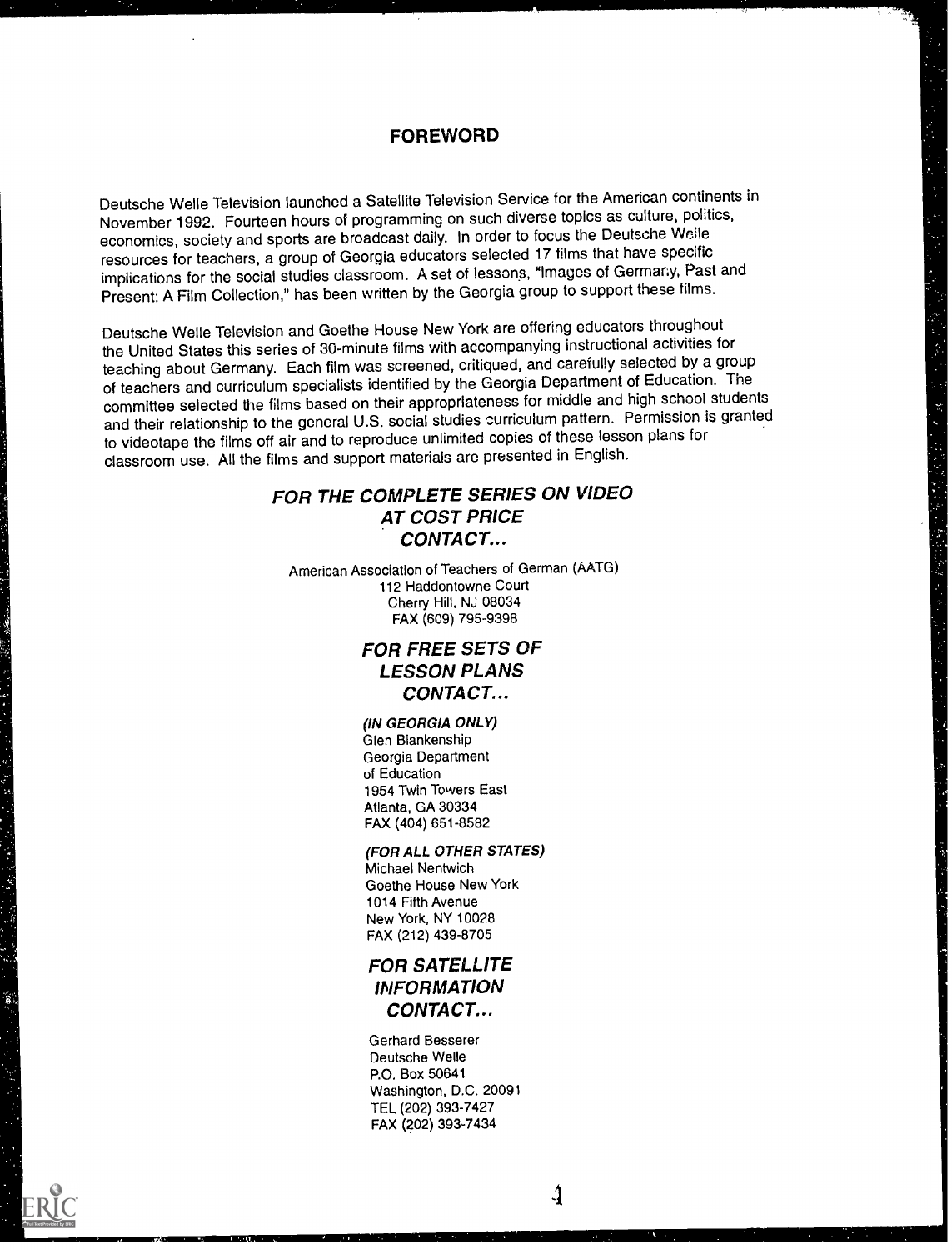# FOREWORD

Deutsche Welle Television launched a Satellite Television Service for the American continents in November 1992. Fourteen hours of programming on such diverse topics as culture, politics, economics, society and sports are broadcast daily. In order to focus the Deutsche Welle resources for teachers, a group of Georgia educators selected 17 films that have specific implications for the social studies classroom. A set of lessons, "Images of Germany, Past and Present: A Film Collection," has been written by the Georgia group to support these films.

Deutsche Welle Television and Goethe House New York are offering educators throughout the United States this series of 30-minute films with accompanying instructional activities for teaching about Germany. Each film was screened, critiqued, and carefully selected by a group of teachers and curriculum specialists identified by the Georgia Department of Education. The committee selected the films based on their appropriateness for middle and high school students and their relationship to the general U.S. social studies curriculum pattern. Permission is granted to videotape the films off air and to reproduce unlimited copies of these lesson plans for classroom use. All the films and support materials are presented in English.

## *FOR THE COMPLETE SERIES ON VIDEO AT COST PRICE CONTACT...*

American Association of Teachers of German (AATG)
112 Haddontowne Court
Cherry Hill, NJ 08034
FAX (609) 795-9398

## *FOR FREE SETS OF LESSON PLANS CONTACT...*

***(IN GEORGIA ONLY)***
Glen Blankenship
Georgia Department
of Education
1954 Twin Towers East
Atlanta, GA 30334
FAX (404) 651-8582

***(FOR ALL OTHER STATES)***
Michael Nentwich
Goethe House New York
1014 Fifth Avenue
New York, NY 10028
FAX (212) 439-8705

## *FOR SATELLITE INFORMATION CONTACT...*

Gerhard Besserer
Deutsche Welle
P.O. Box 50641
Washington, D.C. 20091
TEL (202) 393-7427
FAX (202) 393-7434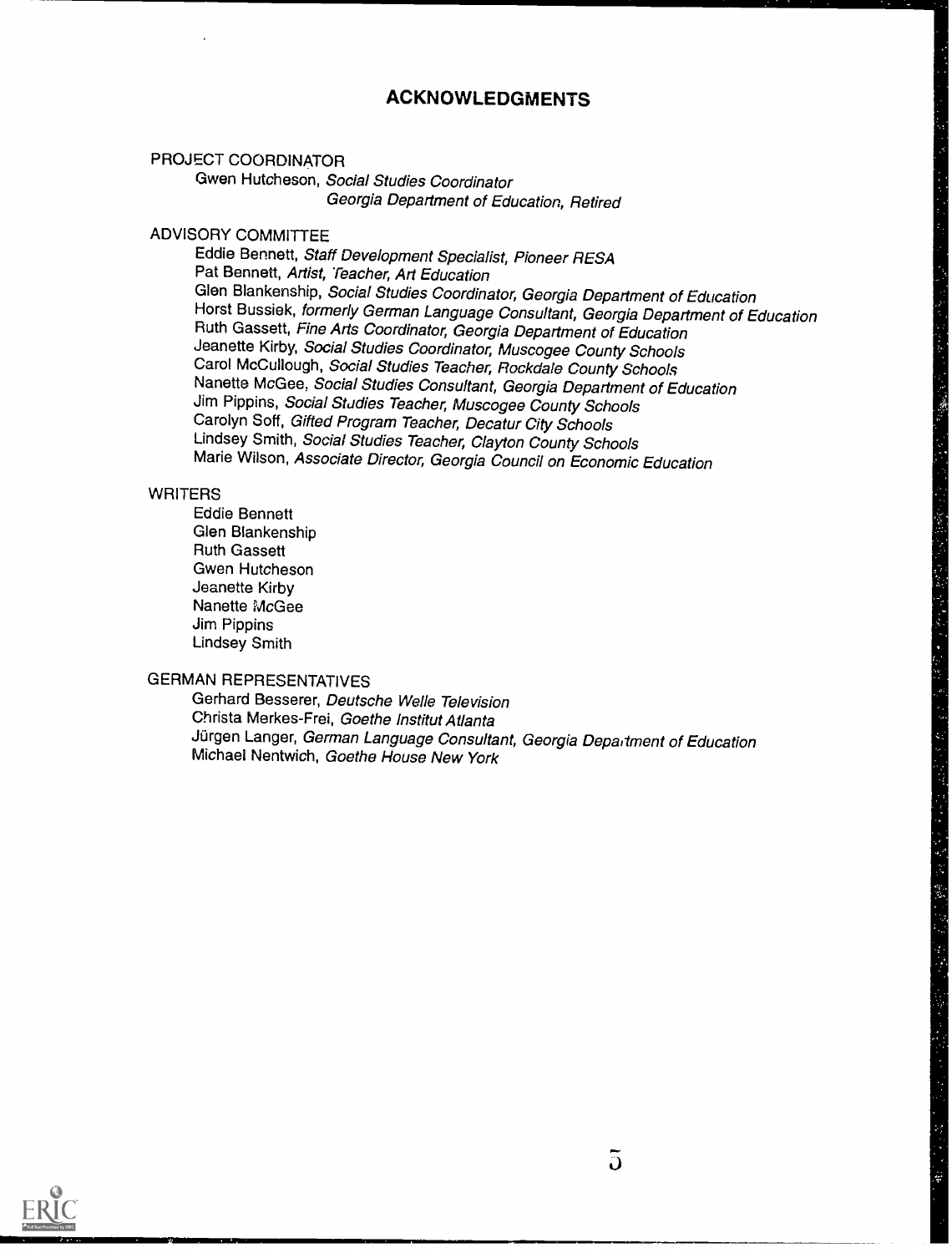# ACKNOWLEDGMENTS

PROJECT COORDINATOR

Gwen Hutcheson, *Social Studies Coordinator*
*Georgia Department of Education, Retired*

ADVISORY COMMITTEE

Eddie Bennett, *Staff Development Specialist, Pioneer RESA*
Pat Bennett, *Artist, Teacher, Art Education*
Glen Blankenship, *Social Studies Coordinator, Georgia Department of Education*
Horst Bussiek, *formerly German Language Consultant, Georgia Department of Education*
Ruth Gassett, *Fine Arts Coordinator, Georgia Department of Education*
Jeanette Kirby, *Social Studies Coordinator, Muscogee County Schools*
Carol McCullough, *Social Studies Teacher, Rockdale County Schools*
Nanette McGee, *Social Studies Consultant, Georgia Department of Education*
Jim Pippins, *Social Studies Teacher, Muscogee County Schools*
Carolyn Soff, *Gifted Program Teacher, Decatur City Schools*
Lindsey Smith, *Social Studies Teacher, Clayton County Schools*
Marie Wilson, *Associate Director, Georgia Council on Economic Education*

WRITERS

Eddie Bennett
Glen Blankenship
Ruth Gassett
Gwen Hutcheson
Jeanette Kirby
Nanette McGee
Jim Pippins
Lindsey Smith

GERMAN REPRESENTATIVES

Gerhard Besserer, *Deutsche Welle Television*
Christa Merkes-Frei, *Goethe Institut Atlanta*
Jürgen Langer, *German Language Consultant, Georgia Department of Education*
Michael Nentwich, *Goethe House New York*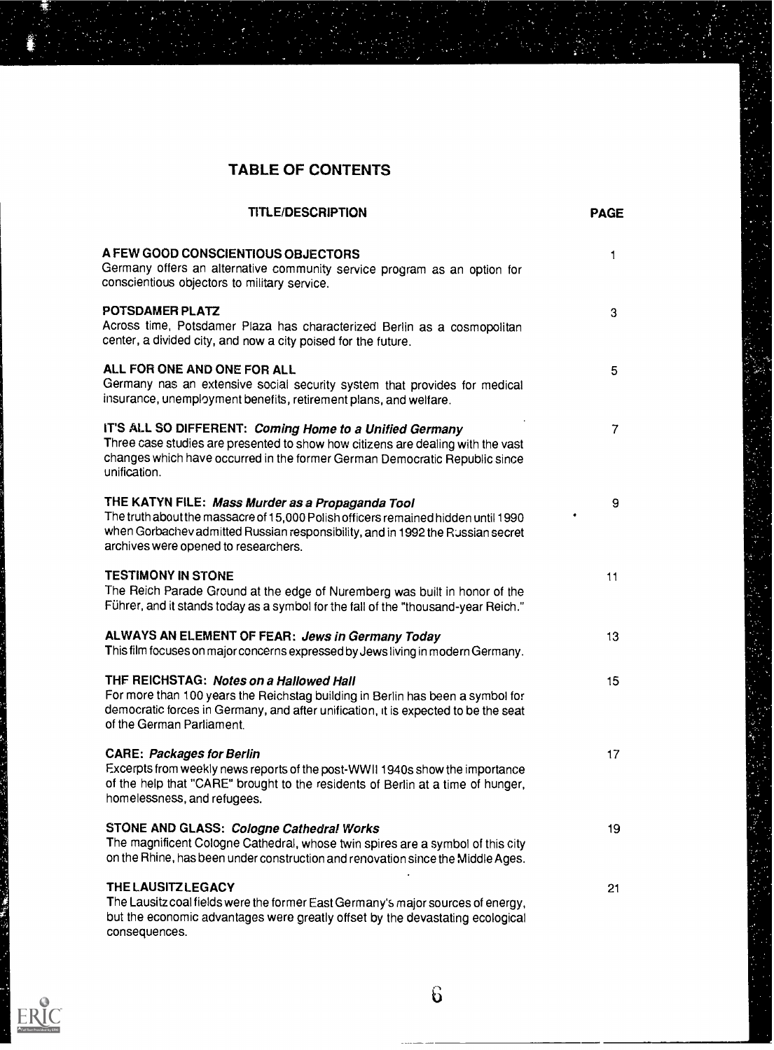## TABLE OF CONTENTS

| TITLE/DESCRIPTION | PAGE |
|---|---|
| **A FEW GOOD CONSCIENTIOUS OBJECTORS**<br>Germany offers an alternative community service program as an option for conscientious objectors to military service. | 1 |
| **POTSDAMER PLATZ**<br>Across time, Potsdamer Plaza has characterized Berlin as a cosmopolitan center, a divided city, and now a city poised for the future. | 3 |
| **ALL FOR ONE AND ONE FOR ALL**<br>Germany has an extensive social security system that provides for medical insurance, unemployment benefits, retirement plans, and welfare. | 5 |
| **IT'S ALL SO DIFFERENT: *Coming Home to a Unified Germany***<br>Three case studies are presented to show how citizens are dealing with the vast changes which have occurred in the former German Democratic Republic since unification. | 7 |
| **THE KATYN FILE: *Mass Murder as a Propaganda Tool***<br>The truth about the massacre of 15,000 Polish officers remained hidden until 1990 when Gorbachev admitted Russian responsibility, and in 1992 the Russian secret archives were opened to researchers. | 9 |
| **TESTIMONY IN STONE**<br>The Reich Parade Ground at the edge of Nuremberg was built in honor of the Führer, and it stands today as a symbol for the fall of the "thousand-year Reich." | 11 |
| **ALWAYS AN ELEMENT OF FEAR: *Jews in Germany Today***<br>This film focuses on major concerns expressed by Jews living in modern Germany. | 13 |
| **THE REICHSTAG: *Notes on a Hallowed Hall***<br>For more than 100 years the Reichstag building in Berlin has been a symbol for democratic forces in Germany, and after unification, it is expected to be the seat of the German Parliament. | 15 |
| **CARE: *Packages for Berlin***<br>Excerpts from weekly news reports of the post-WWII 1940s show the importance of the help that "CARE" brought to the residents of Berlin at a time of hunger, homelessness, and refugees. | 17 |
| **STONE AND GLASS: *Cologne Cathedral Works***<br>The magnificent Cologne Cathedral, whose twin spires are a symbol of this city on the Rhine, has been under construction and renovation since the Middle Ages. | 19 |
| **THE LAUSITZ LEGACY**<br>The Lausitz coal fields were the former East Germany's major sources of energy, but the economic advantages were greatly offset by the devastating ecological consequences. | 21 |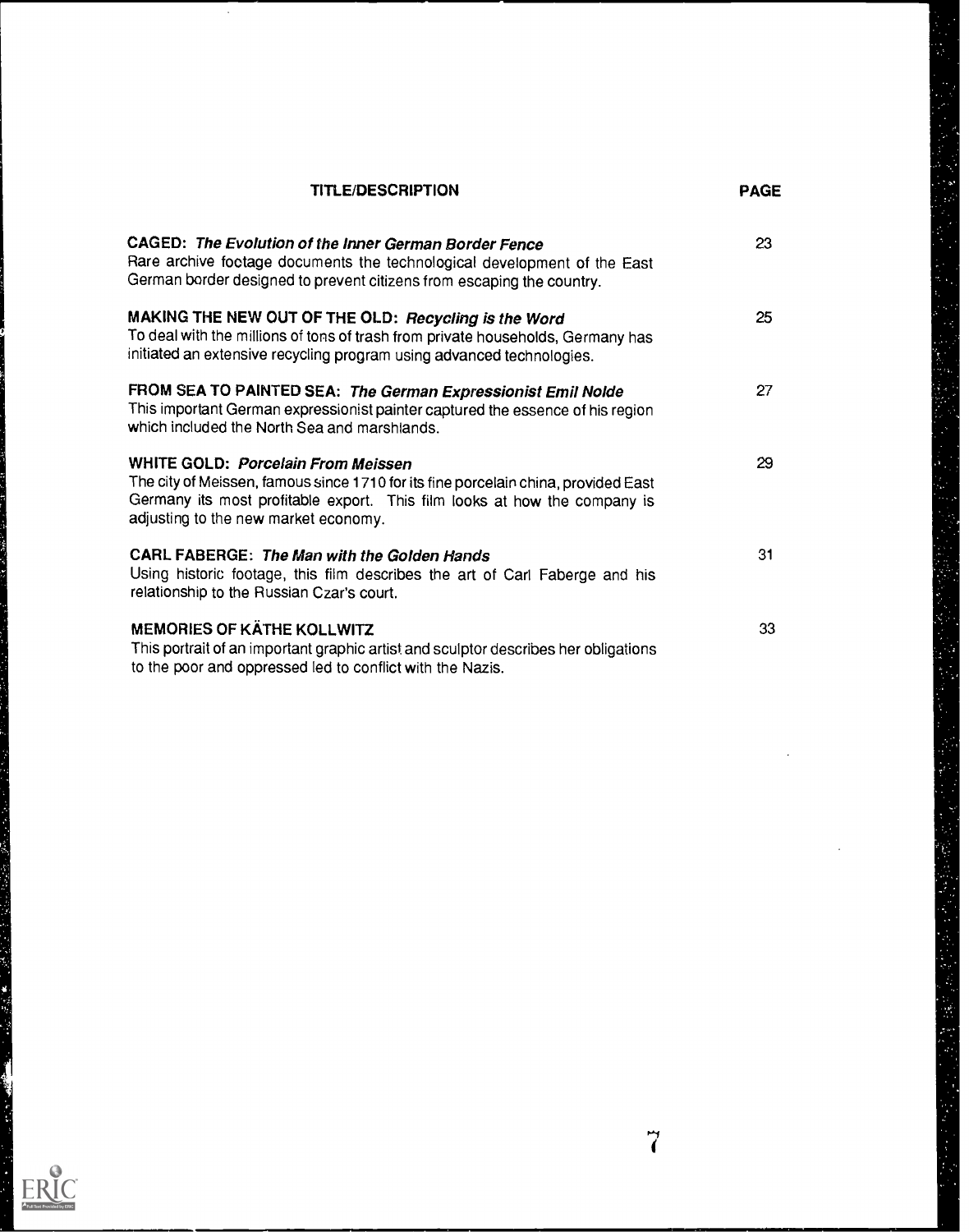| TITLE/DESCRIPTION | PAGE |
| --- | --- |
| **CAGED: *The Evolution of the Inner German Border Fence***<br>Rare archive footage documents the technological development of the East German border designed to prevent citizens from escaping the country. | 23 |
| **MAKING THE NEW OUT OF THE OLD: *Recycling is the Word***<br>To deal with the millions of tons of trash from private households, Germany has initiated an extensive recycling program using advanced technologies. | 25 |
| **FROM SEA TO PAINTED SEA: *The German Expressionist Emil Nolde***<br>This important German expressionist painter captured the essence of his region which included the North Sea and marshlands. | 27 |
| **WHITE GOLD: *Porcelain From Meissen***<br>The city of Meissen, famous since 1710 for its fine porcelain china, provided East Germany its most profitable export. This film looks at how the company is adjusting to the new market economy. | 29 |
| **CARL FABERGE: *The Man with the Golden Hands***<br>Using historic footage, this film describes the art of Carl Faberge and his relationship to the Russian Czar's court. | 31 |
| **MEMORIES OF KÄTHE KOLLWITZ**<br>This portrait of an important graphic artist and sculptor describes her obligations to the poor and oppressed led to conflict with the Nazis. | 33 |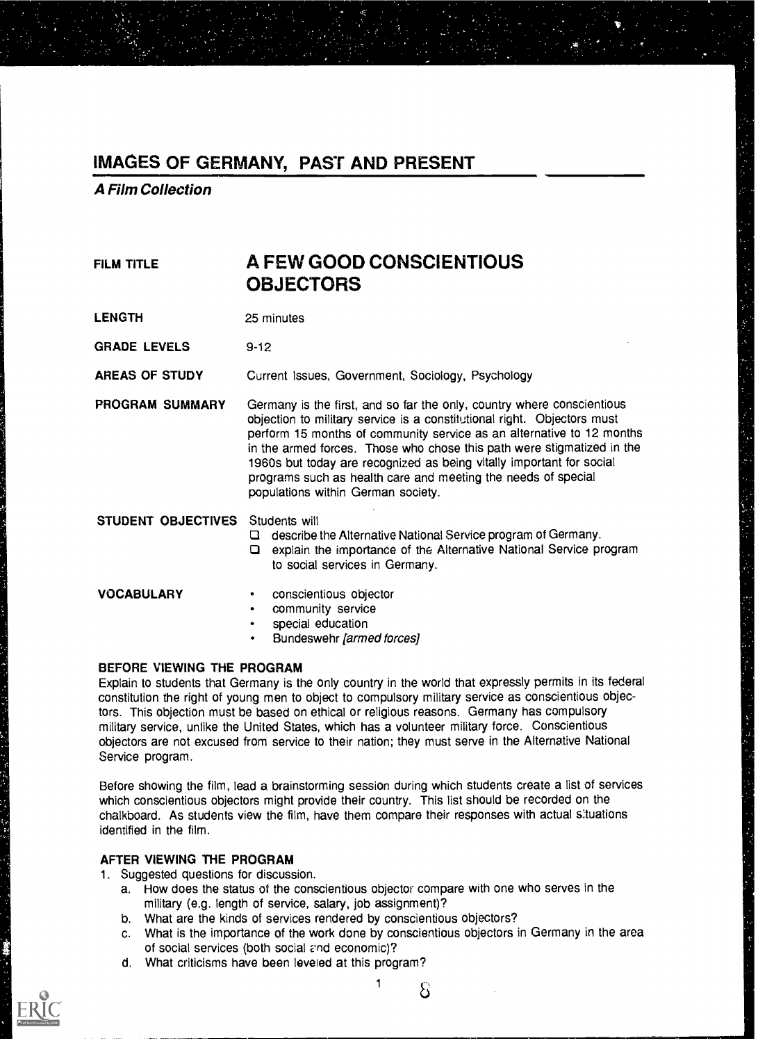# IMAGES OF GERMANY, PAST AND PRESENT

***A Film Collection***

**FILM TITLE** — **A FEW GOOD CONSCIENTIOUS OBJECTORS**

**LENGTH** — 25 minutes

**GRADE LEVELS** — 9-12

**AREAS OF STUDY** — Current Issues, Government, Sociology, Psychology

**PROGRAM SUMMARY** — Germany is the first, and so far the only, country where conscientious objection to military service is a constitutional right. Objectors must perform 15 months of community service as an alternative to 12 months in the armed forces. Those who chose this path were stigmatized in the 1960s but today are recognized as being vitally important for social programs such as health care and meeting the needs of special populations within German society.

**STUDENT OBJECTIVES** — Students will

- describe the Alternative National Service program of Germany.
- explain the importance of the Alternative National Service program to social services in Germany.

**VOCABULARY**

- conscientious objector
- community service
- special education
- Bundeswehr *[armed forces]*

### BEFORE VIEWING THE PROGRAM

Explain to students that Germany is the only country in the world that expressly permits in its federal constitution the right of young men to object to compulsory military service as conscientious objectors. This objection must be based on ethical or religious reasons. Germany has compulsory military service, unlike the United States, which has a volunteer military force. Conscientious objectors are not excused from service to their nation; they must serve in the Alternative National Service program.

Before showing the film, lead a brainstorming session during which students create a list of services which conscientious objectors might provide their country. This list should be recorded on the chalkboard. As students view the film, have them compare their responses with actual situations identified in the film.

### AFTER VIEWING THE PROGRAM

1. Suggested questions for discussion.
   a. How does the status of the conscientious objector compare with one who serves in the military (e.g. length of service, salary, job assignment)?
   b. What are the kinds of services rendered by conscientious objectors?
   c. What is the importance of the work done by conscientious objectors in Germany in the area of social services (both social and economic)?
   d. What criticisms have been leveled at this program?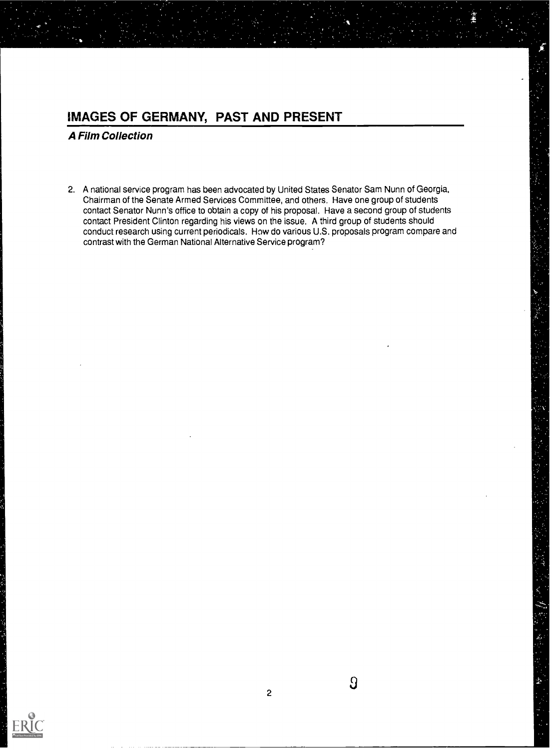## IMAGES OF GERMANY, PAST AND PRESENT

***A Film Collection***

2. A national service program has been advocated by United States Senator Sam Nunn of Georgia, Chairman of the Senate Armed Services Committee, and others. Have one group of students contact Senator Nunn's office to obtain a copy of his proposal. Have a second group of students contact President Clinton regarding his views on the issue. A third group of students should conduct research using current periodicals. How do various U.S. proposals program compare and contrast with the German National Alternative Service program?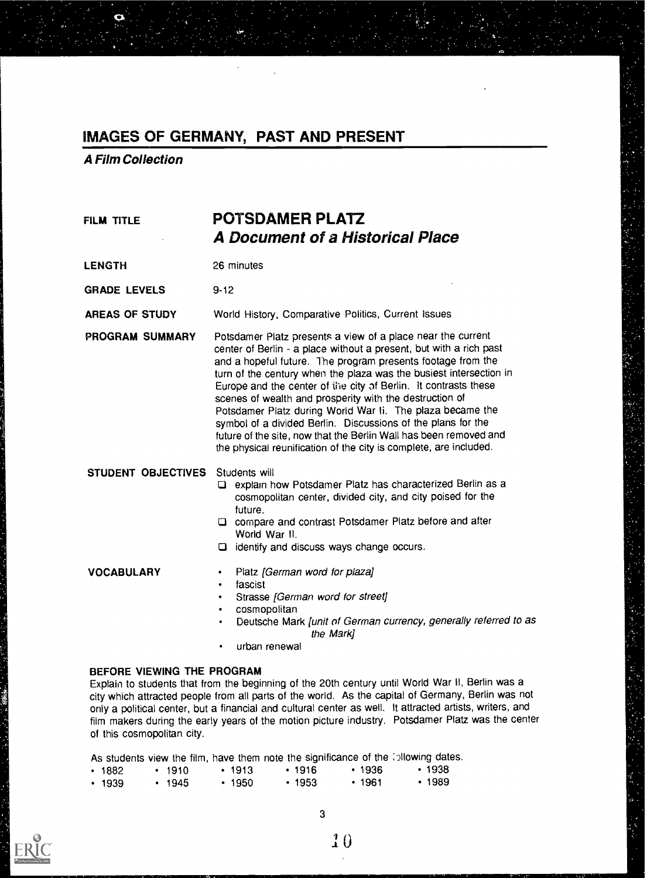# IMAGES OF GERMANY, PAST AND PRESENT

*A Film Collection*

**FILM TITLE** — **POTSDAMER PLATZ** ***A Document of a Historical Place***

**LENGTH** — 26 minutes

**GRADE LEVELS** — 9-12

**AREAS OF STUDY** — World History, Comparative Politics, Current Issues

**PROGRAM SUMMARY** — Potsdamer Platz presents a view of a place near the current center of Berlin - a place without a present, but with a rich past and a hopeful future. The program presents footage from the turn of the century when the plaza was the busiest intersection in Europe and the center of the city of Berlin. It contrasts these scenes of wealth and prosperity with the destruction of Potsdamer Platz during World War II. The plaza became the symbol of a divided Berlin. Discussions of the plans for the future of the site, now that the Berlin Wall has been removed and the physical reunification of the city is complete, are included.

**STUDENT OBJECTIVES** — Students will

- ☐ explain how Potsdamer Platz has characterized Berlin as a cosmopolitan center, divided city, and city poised for the future.
- ☐ compare and contrast Potsdamer Platz before and after World War II.
- ☐ identify and discuss ways change occurs.

**VOCABULARY**

- Platz *[German word for plaza]*
- fascist
- Strasse *[German word for street]*
- cosmopolitan
- Deutsche Mark *[unit of German currency, generally referred to as the Mark]*
- urban renewal

**BEFORE VIEWING THE PROGRAM**

Explain to students that from the beginning of the 20th century until World War II, Berlin was a city which attracted people from all parts of the world. As the capital of Germany, Berlin was not only a political center, but a financial and cultural center as well. It attracted artists, writers, and film makers during the early years of the motion picture industry. Potsdamer Platz was the center of this cosmopolitan city.

As students view the film, have them note the significance of the following dates.

- 1882
- 1910
- 1913
- 1916
- 1936
- 1938
- 1939
- 1945
- 1950
- 1953
- 1961
- 1989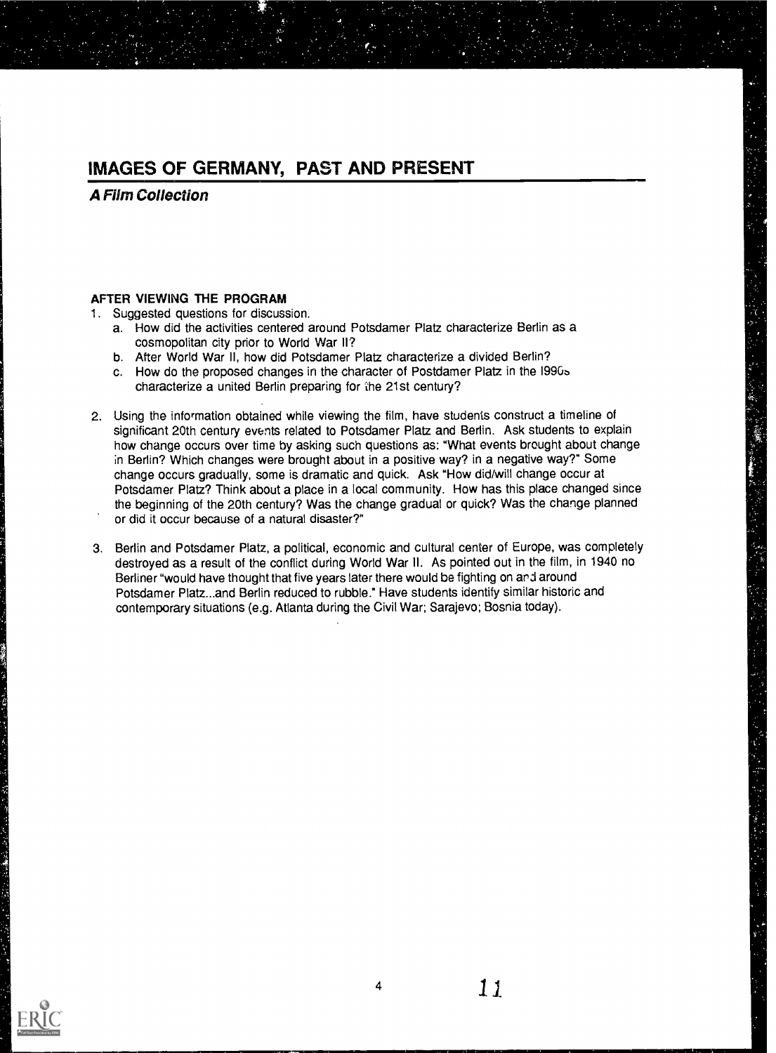# IMAGES OF GERMANY, PAST AND PRESENT

***A Film Collection***

**AFTER VIEWING THE PROGRAM**

1. Suggested questions for discussion.
   a. How did the activities centered around Potsdamer Platz characterize Berlin as a cosmopolitan city prior to World War II?
   b. After World War II, how did Potsdamer Platz characterize a divided Berlin?
   c. How do the proposed changes in the character of Postdamer Platz in the 1990s characterize a united Berlin preparing for the 21st century?

2. Using the information obtained while viewing the film, have students construct a timeline of significant 20th century events related to Potsdamer Platz and Berlin. Ask students to explain how change occurs over time by asking such questions as: "What events brought about change in Berlin? Which changes were brought about in a positive way? in a negative way?" Some change occurs gradually, some is dramatic and quick. Ask "How did/will change occur at Potsdamer Platz? Think about a place in a local community. How has this place changed since the beginning of the 20th century? Was the change gradual or quick? Was the change planned or did it occur because of a natural disaster?"

3. Berlin and Potsdamer Platz, a political, economic and cultural center of Europe, was completely destroyed as a result of the conflict during World War II. As pointed out in the film, in 1940 no Berliner "would have thought that five years later there would be fighting on and around Potsdamer Platz...and Berlin reduced to rubble." Have students identify similar historic and contemporary situations (e.g. Atlanta during the Civil War; Sarajevo; Bosnia today).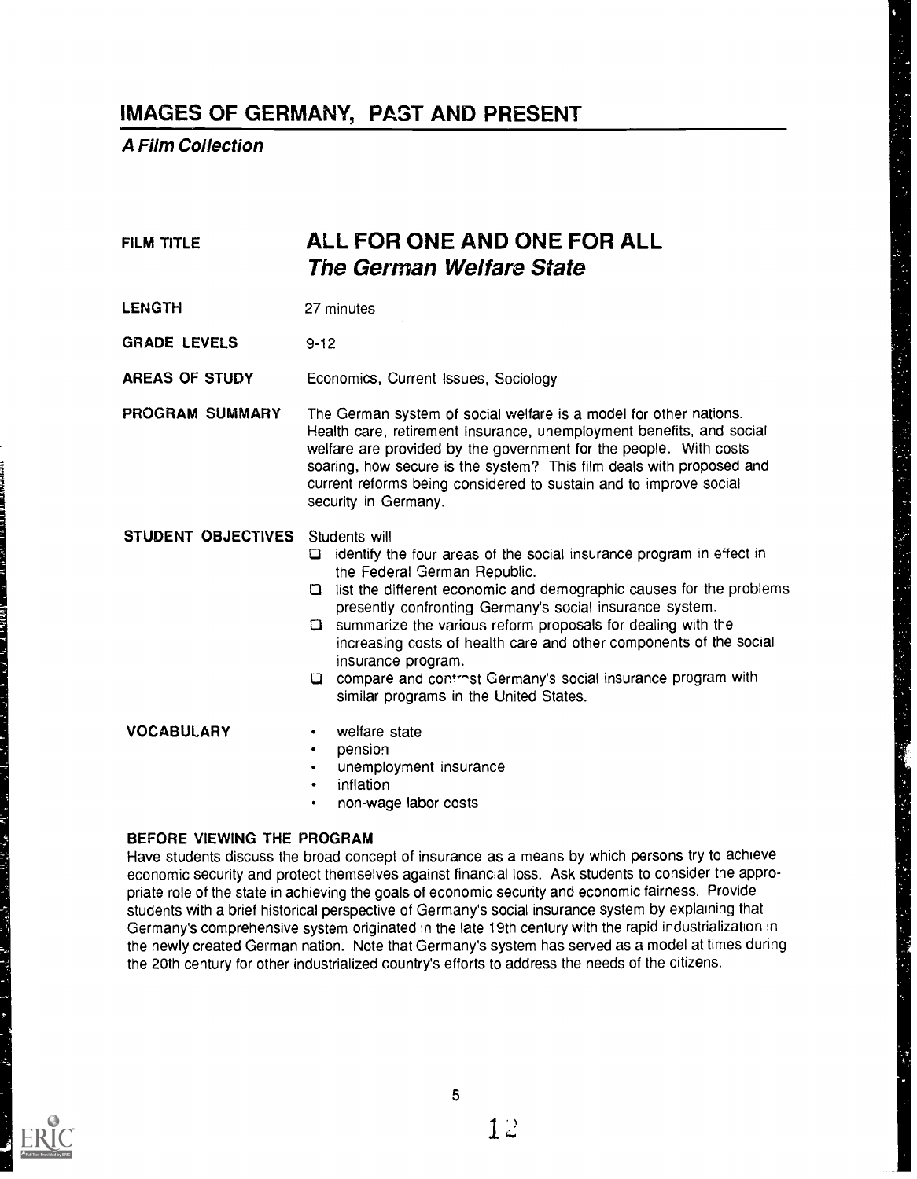# IMAGES OF GERMANY, PAST AND PRESENT

***A Film Collection***

**FILM TITLE** **ALL FOR ONE AND ONE FOR ALL**
***The German Welfare State***

**LENGTH** 27 minutes

**GRADE LEVELS** 9-12

**AREAS OF STUDY** Economics, Current Issues, Sociology

**PROGRAM SUMMARY** The German system of social welfare is a model for other nations. Health care, retirement insurance, unemployment benefits, and social welfare are provided by the government for the people. With costs soaring, how secure is the system? This film deals with proposed and current reforms being considered to sustain and to improve social security in Germany.

**STUDENT OBJECTIVES** Students will

- identify the four areas of the social insurance program in effect in the Federal German Republic.
- list the different economic and demographic causes for the problems presently confronting Germany's social insurance system.
- summarize the various reform proposals for dealing with the increasing costs of health care and other components of the social insurance program.
- compare and contrast Germany's social insurance program with similar programs in the United States.

**VOCABULARY**

- welfare state
- pension
- unemployment insurance
- inflation
- non-wage labor costs

**BEFORE VIEWING THE PROGRAM**

Have students discuss the broad concept of insurance as a means by which persons try to achieve economic security and protect themselves against financial loss. Ask students to consider the appropriate role of the state in achieving the goals of economic security and economic fairness. Provide students with a brief historical perspective of Germany's social insurance system by explaining that Germany's comprehensive system originated in the late 19th century with the rapid industrialization in the newly created German nation. Note that Germany's system has served as a model at times during the 20th century for other industrialized country's efforts to address the needs of the citizens.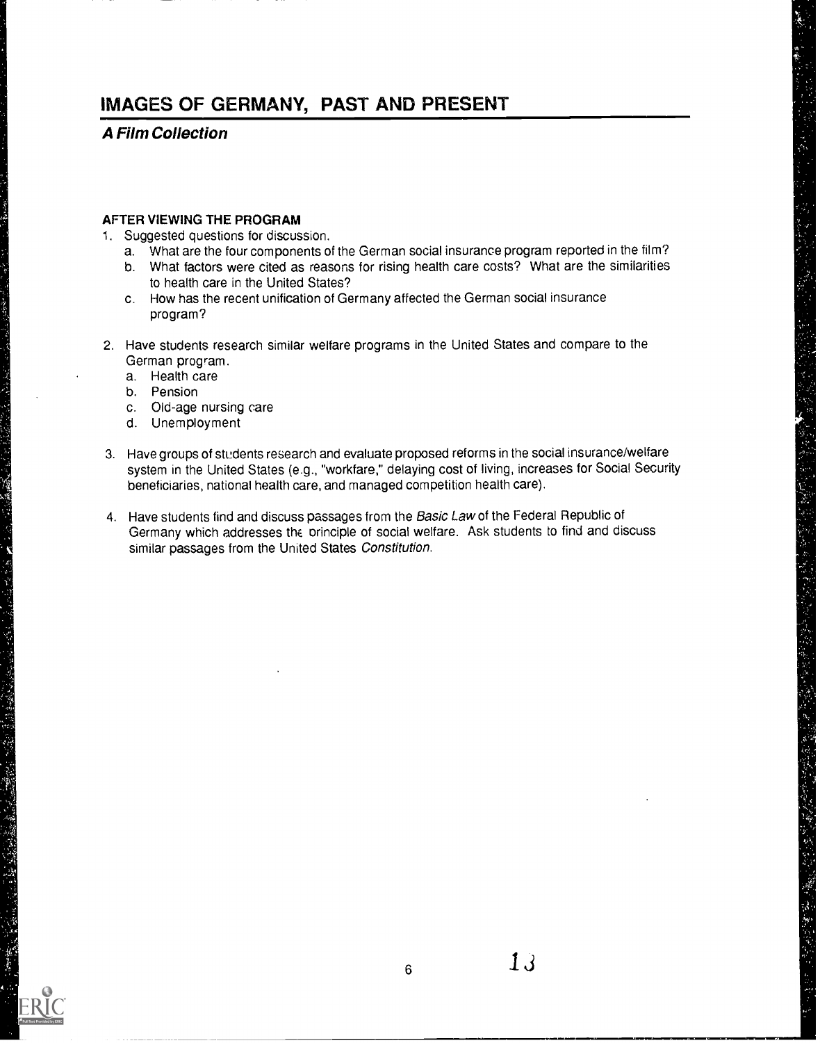# IMAGES OF GERMANY, PAST AND PRESENT

### *A Film Collection*

**AFTER VIEWING THE PROGRAM**

1. Suggested questions for discussion.
   a. What are the four components of the German social insurance program reported in the film?
   b. What factors were cited as reasons for rising health care costs? What are the similarities to health care in the United States?
   c. How has the recent unification of Germany affected the German social insurance program?

2. Have students research similar welfare programs in the United States and compare to the German program.
   a. Health care
   b. Pension
   c. Old-age nursing care
   d. Unemployment

3. Have groups of students research and evaluate proposed reforms in the social insurance/welfare system in the United States (e.g., "workfare," delaying cost of living, increases for Social Security beneficiaries, national health care, and managed competition health care).

4. Have students find and discuss passages from the *Basic Law* of the Federal Republic of Germany which addresses the principle of social welfare. Ask students to find and discuss similar passages from the United States *Constitution*.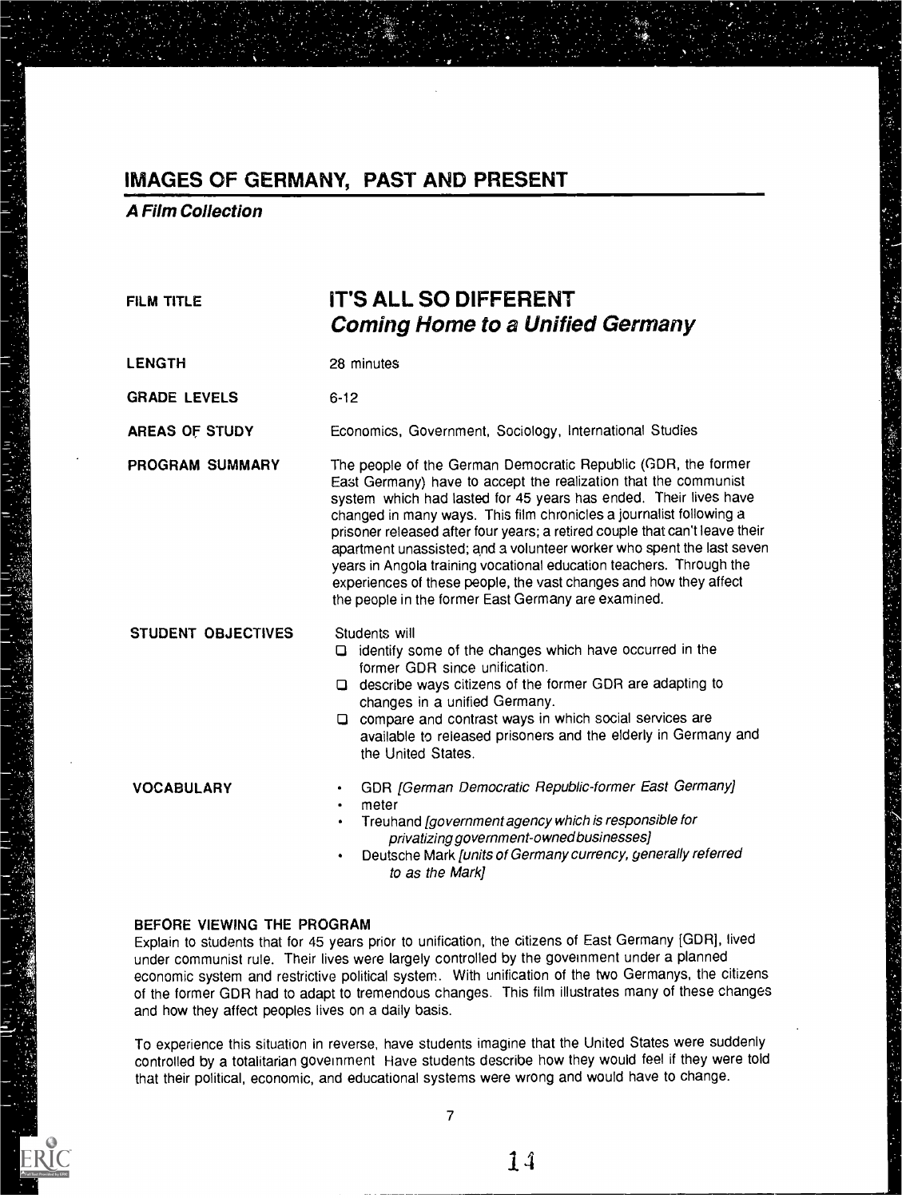# IMAGES OF GERMANY, PAST AND PRESENT

***A Film Collection***

**FILM TITLE** — **IT'S ALL SO DIFFERENT**
***Coming Home to a Unified Germany***

**LENGTH** — 28 minutes

**GRADE LEVELS** — 6-12

**AREAS OF STUDY** — Economics, Government, Sociology, International Studies

**PROGRAM SUMMARY** — The people of the German Democratic Republic (GDR, the former East Germany) have to accept the realization that the communist system which had lasted for 45 years has ended. Their lives have changed in many ways. This film chronicles a journalist following a prisoner released after four years; a retired couple that can't leave their apartment unassisted; and a volunteer worker who spent the last seven years in Angola training vocational education teachers. Through the experiences of these people, the vast changes and how they affect the people in the former East Germany are examined.

**STUDENT OBJECTIVES** — Students will

- ☐ identify some of the changes which have occurred in the former GDR since unification.
- ☐ describe ways citizens of the former GDR are adapting to changes in a unified Germany.
- ☐ compare and contrast ways in which social services are available to released prisoners and the elderly in Germany and the United States.

**VOCABULARY**

- GDR *[German Democratic Republic-former East Germany]*
- meter
- Treuhand *[government agency which is responsible for privatizing government-owned businesses]*
- Deutsche Mark *[units of Germany currency, generally referred to as the Mark]*

## BEFORE VIEWING THE PROGRAM

Explain to students that for 45 years prior to unification, the citizens of East Germany [GDR], lived under communist rule. Their lives were largely controlled by the government under a planned economic system and restrictive political system. With unification of the two Germanys, the citizens of the former GDR had to adapt to tremendous changes. This film illustrates many of these changes and how they affect peoples lives on a daily basis.

To experience this situation in reverse, have students imagine that the United States were suddenly controlled by a totalitarian government Have students describe how they would feel if they were told that their political, economic, and educational systems were wrong and would have to change.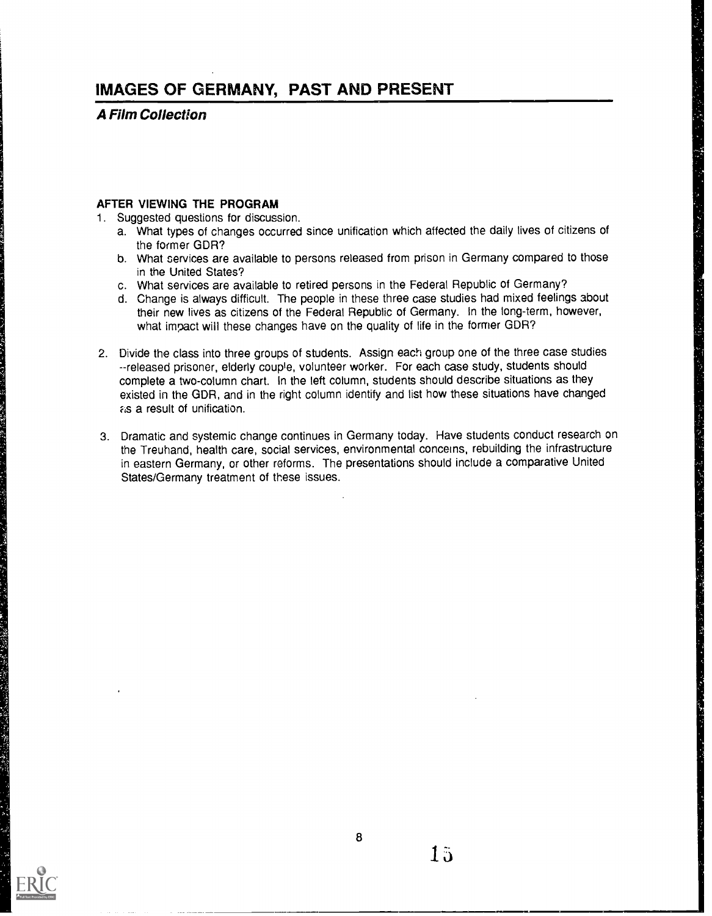# IMAGES OF GERMANY, PAST AND PRESENT

### *A Film Collection*

**AFTER VIEWING THE PROGRAM**

1. Suggested questions for discussion.
   a. What types of changes occurred since unification which affected the daily lives of citizens of the former GDR?
   b. What services are available to persons released from prison in Germany compared to those in the United States?
   c. What services are available to retired persons in the Federal Republic of Germany?
   d. Change is always difficult. The people in these three case studies had mixed feelings about their new lives as citizens of the Federal Republic of Germany. In the long-term, however, what impact will these changes have on the quality of life in the former GDR?

2. Divide the class into three groups of students. Assign each group one of the three case studies --released prisoner, elderly couple, volunteer worker. For each case study, students should complete a two-column chart. In the left column, students should describe situations as they existed in the GDR, and in the right column identify and list how these situations have changed as a result of unification.

3. Dramatic and systemic change continues in Germany today. Have students conduct research on the Treuhand, health care, social services, environmental concerns, rebuilding the infrastructure in eastern Germany, or other reforms. The presentations should include a comparative United States/Germany treatment of these issues.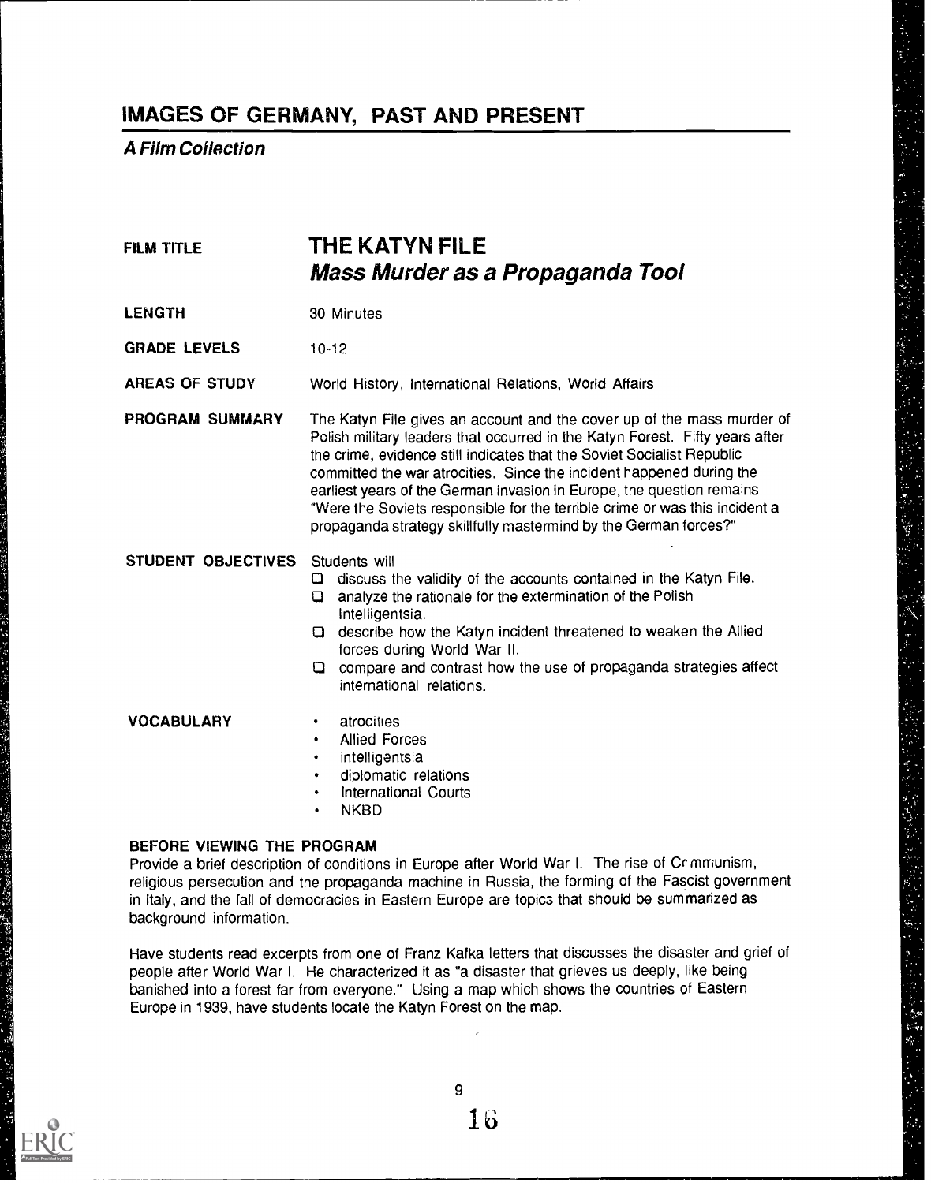## IMAGES OF GERMANY, PAST AND PRESENT

***A Film Collection***

**FILM TITLE** **THE KATYN FILE**
***Mass Murder as a Propaganda Tool***

**LENGTH** 30 Minutes

**GRADE LEVELS** 10-12

**AREAS OF STUDY** World History, International Relations, World Affairs

**PROGRAM SUMMARY** The Katyn File gives an account and the cover up of the mass murder of Polish military leaders that occurred in the Katyn Forest. Fifty years after the crime, evidence still indicates that the Soviet Socialist Republic committed the war atrocities. Since the incident happened during the earliest years of the German invasion in Europe, the question remains "Were the Soviets responsible for the terrible crime or was this incident a propaganda strategy skillfully mastermind by the German forces?"

**STUDENT OBJECTIVES** Students will

- discuss the validity of the accounts contained in the Katyn File.
- analyze the rationale for the extermination of the Polish Intelligentsia.
- describe how the Katyn incident threatened to weaken the Allied forces during World War II.
- compare and contrast how the use of propaganda strategies affect international relations.

**VOCABULARY**

- atrocities
- Allied Forces
- intelligentsia
- diplomatic relations
- International Courts
- NKBD

**BEFORE VIEWING THE PROGRAM**

Provide a brief description of conditions in Europe after World War I. The rise of Communism, religious persecution and the propaganda machine in Russia, the forming of the Fascist government in Italy, and the fall of democracies in Eastern Europe are topics that should be summarized as background information.

Have students read excerpts from one of Franz Kafka letters that discusses the disaster and grief of people after World War I. He characterized it as "a disaster that grieves us deeply, like being banished into a forest far from everyone." Using a map which shows the countries of Eastern Europe in 1939, have students locate the Katyn Forest on the map.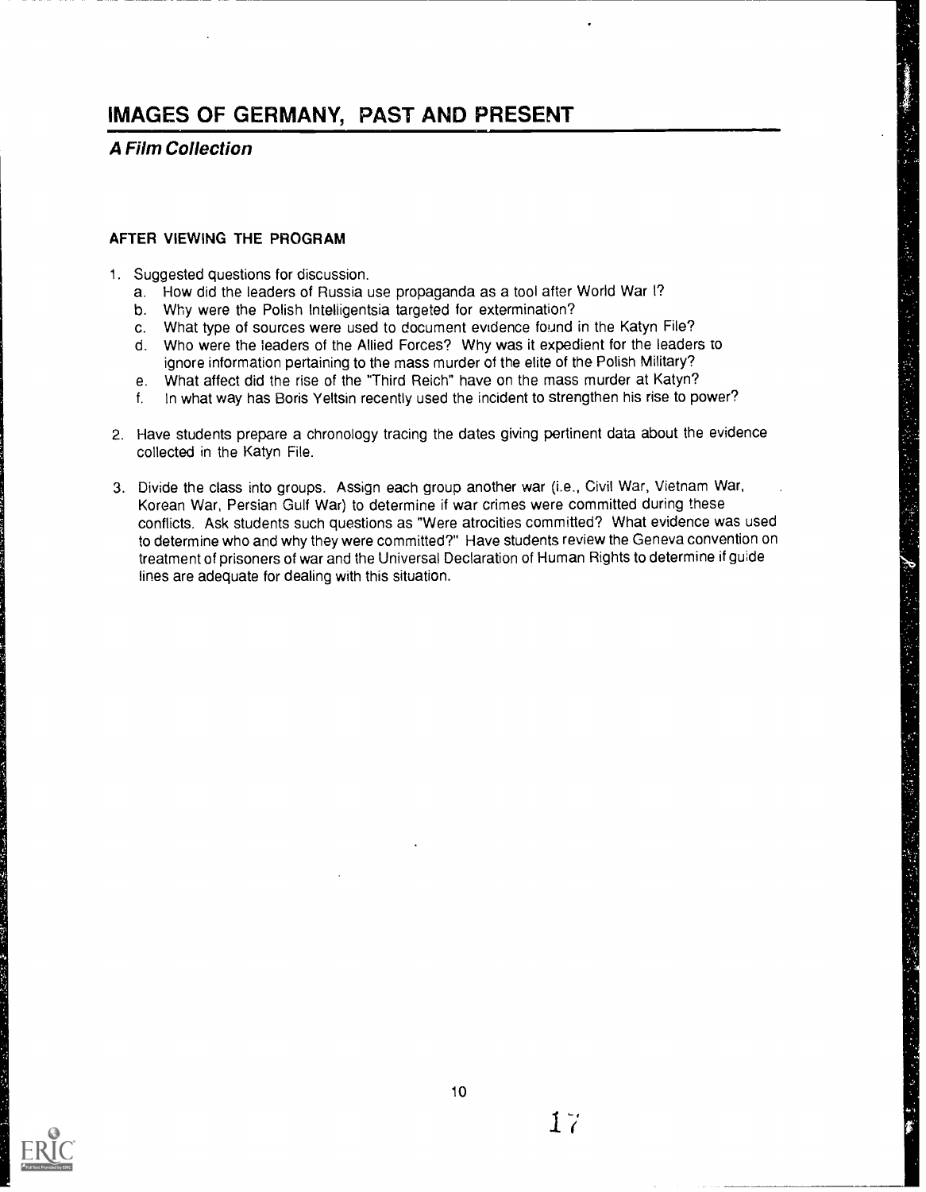# IMAGES OF GERMANY, PAST AND PRESENT

## *A Film Collection*

### AFTER VIEWING THE PROGRAM

1. Suggested questions for discussion.
   a. How did the leaders of Russia use propaganda as a tool after World War I?
   b. Why were the Polish Intelligentsia targeted for extermination?
   c. What type of sources were used to document evidence found in the Katyn File?
   d. Who were the leaders of the Allied Forces? Why was it expedient for the leaders to ignore information pertaining to the mass murder of the elite of the Polish Military?
   e. What affect did the rise of the "Third Reich" have on the mass murder at Katyn?
   f. In what way has Boris Yeltsin recently used the incident to strengthen his rise to power?

2. Have students prepare a chronology tracing the dates giving pertinent data about the evidence collected in the Katyn File.

3. Divide the class into groups. Assign each group another war (i.e., Civil War, Vietnam War, Korean War, Persian Gulf War) to determine if war crimes were committed during these conflicts. Ask students such questions as "Were atrocities committed? What evidence was used to determine who and why they were committed?" Have students review the Geneva convention on treatment of prisoners of war and the Universal Declaration of Human Rights to determine if guide lines are adequate for dealing with this situation.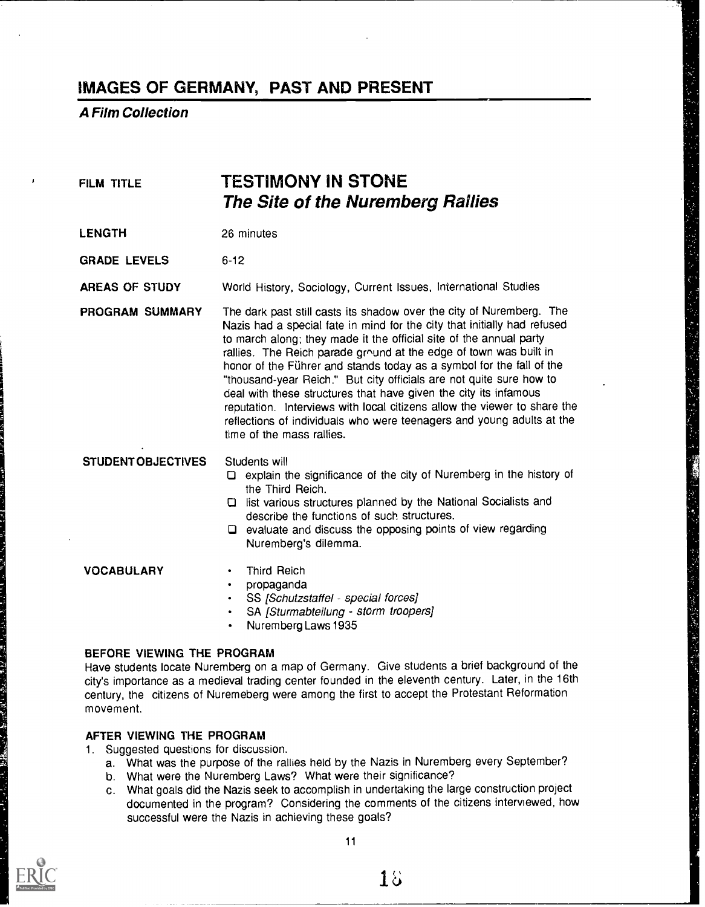# IMAGES OF GERMANY, PAST AND PRESENT

***A Film Collection***

**FILM TITLE** 

## TESTIMONY IN STONE
### *The Site of the Nuremberg Rallies*

**LENGTH** 26 minutes

**GRADE LEVELS** 6-12

**AREAS OF STUDY** World History, Sociology, Current Issues, International Studies

**PROGRAM SUMMARY** The dark past still casts its shadow over the city of Nuremberg. The Nazis had a special fate in mind for the city that initially had refused to march along; they made it the official site of the annual party rallies. The Reich parade ground at the edge of town was built in honor of the Führer and stands today as a symbol for the fall of the "thousand-year Reich." But city officials are not quite sure how to deal with these structures that have given the city its infamous reputation. Interviews with local citizens allow the viewer to share the reflections of individuals who were teenagers and young adults at the time of the mass rallies.

**STUDENT OBJECTIVES** Students will

- ❑ explain the significance of the city of Nuremberg in the history of the Third Reich.
- ❑ list various structures planned by the National Socialists and describe the functions of such structures.
- ❑ evaluate and discuss the opposing points of view regarding Nuremberg's dilemma.

**VOCABULARY**

- Third Reich
- propaganda
- SS *[Schutzstaffel - special forces]*
- SA *[Sturmabteilung - storm troopers]*
- Nuremberg Laws 1935

**BEFORE VIEWING THE PROGRAM**

Have students locate Nuremberg on a map of Germany. Give students a brief background of the city's importance as a medieval trading center founded in the eleventh century. Later, in the 16th century, the citizens of Nuremeberg were among the first to accept the Protestant Reformation movement.

**AFTER VIEWING THE PROGRAM**

1. Suggested questions for discussion.
   a. What was the purpose of the rallies held by the Nazis in Nuremberg every September?
   b. What were the Nuremberg Laws? What were their significance?
   c. What goals did the Nazis seek to accomplish in undertaking the large construction project documented in the program? Considering the comments of the citizens interviewed, how successful were the Nazis in achieving these goals?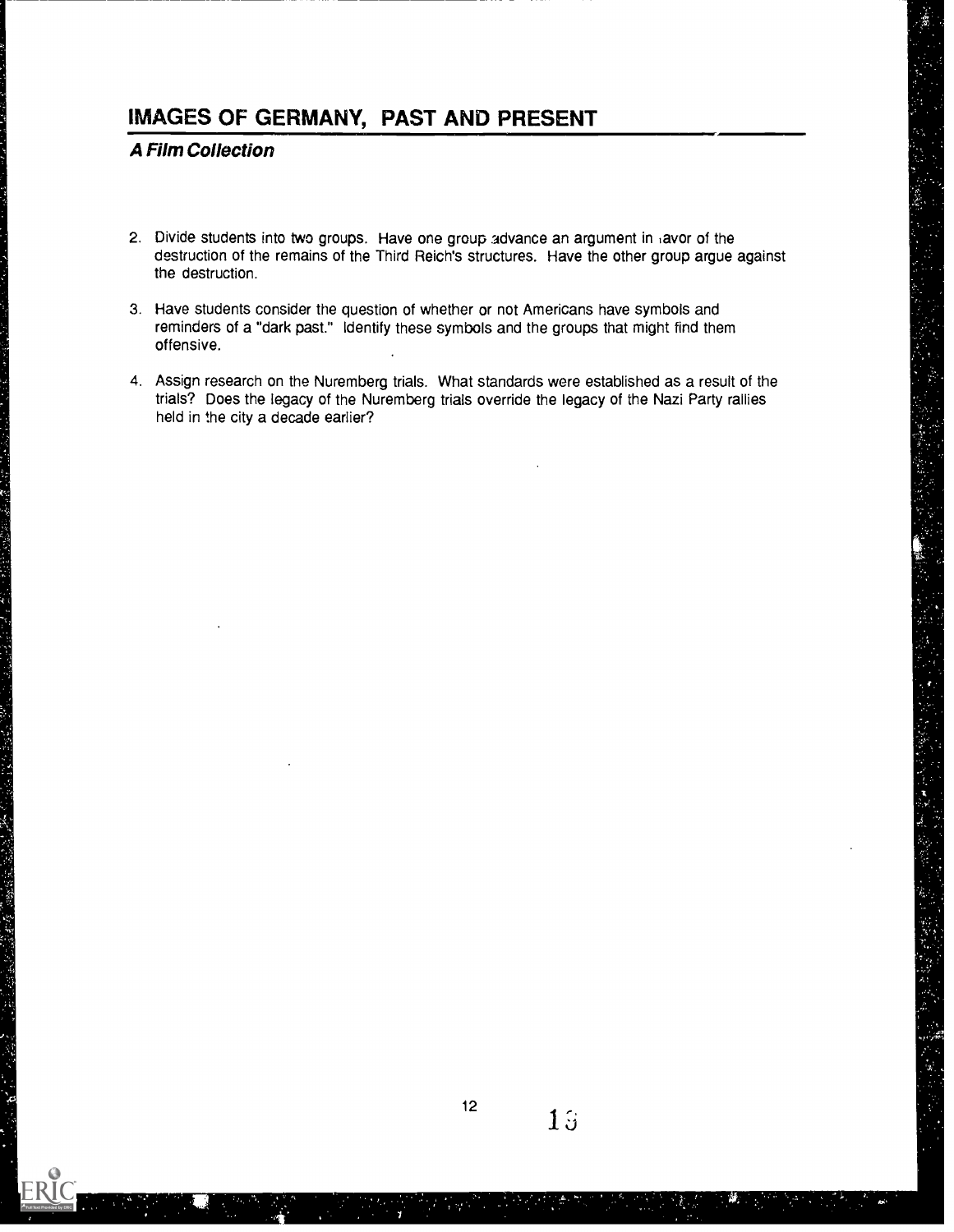2. Divide students into two groups. Have one group advance an argument in favor of the destruction of the remains of the Third Reich's structures. Have the other group argue against the destruction.

3. Have students consider the question of whether or not Americans have symbols and reminders of a "dark past." Identify these symbols and the groups that might find them offensive.

4. Assign research on the Nuremberg trials. What standards were established as a result of the trials? Does the legacy of the Nuremberg trials override the legacy of the Nazi Party rallies held in the city a decade earlier?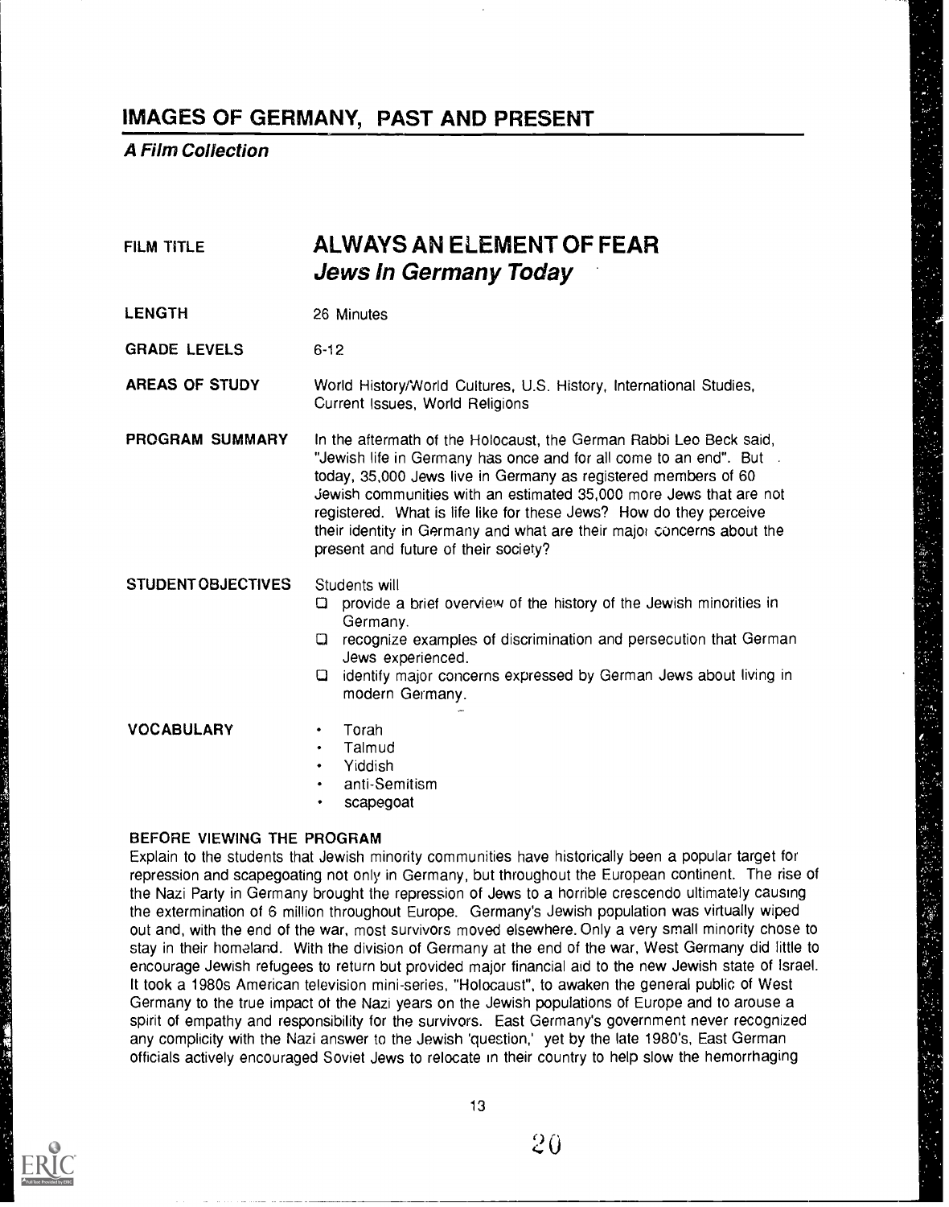## IMAGES OF GERMANY, PAST AND PRESENT

***A Film Collection***

**FILM TITLE** 

# ALWAYS AN ELEMENT OF FEAR
## *Jews In Germany Today*

**LENGTH** 26 Minutes

**GRADE LEVELS** 6-12

**AREAS OF STUDY** World History/World Cultures, U.S. History, International Studies, Current Issues, World Religions

**PROGRAM SUMMARY** In the aftermath of the Holocaust, the German Rabbi Leo Beck said, "Jewish life in Germany has once and for all come to an end". But today, 35,000 Jews live in Germany as registered members of 60 Jewish communities with an estimated 35,000 more Jews that are not registered. What is life like for these Jews? How do they perceive their identity in Germany and what are their major concerns about the present and future of their society?

**STUDENT OBJECTIVES** Students will

- ❑ provide a brief overview of the history of the Jewish minorities in Germany.
- ❑ recognize examples of discrimination and persecution that German Jews experienced.
- ❑ identify major concerns expressed by German Jews about living in modern Germany.

**VOCABULARY**

- Torah
- Talmud
- Yiddish
- anti-Semitism
- scapegoat

**BEFORE VIEWING THE PROGRAM**

Explain to the students that Jewish minority communities have historically been a popular target for repression and scapegoating not only in Germany, but throughout the European continent. The rise of the Nazi Party in Germany brought the repression of Jews to a horrible crescendo ultimately causing the extermination of 6 million throughout Europe. Germany's Jewish population was virtually wiped out and, with the end of the war, most survivors moved elsewhere. Only a very small minority chose to stay in their homeland. With the division of Germany at the end of the war, West Germany did little to encourage Jewish refugees to return but provided major financial aid to the new Jewish state of Israel. It took a 1980s American television mini-series, "Holocaust", to awaken the general public of West Germany to the true impact of the Nazi years on the Jewish populations of Europe and to arouse a spirit of empathy and responsibility for the survivors. East Germany's government never recognized any complicity with the Nazi answer to the Jewish 'question,' yet by the late 1980's, East German officials actively encouraged Soviet Jews to relocate in their country to help slow the hemorrhaging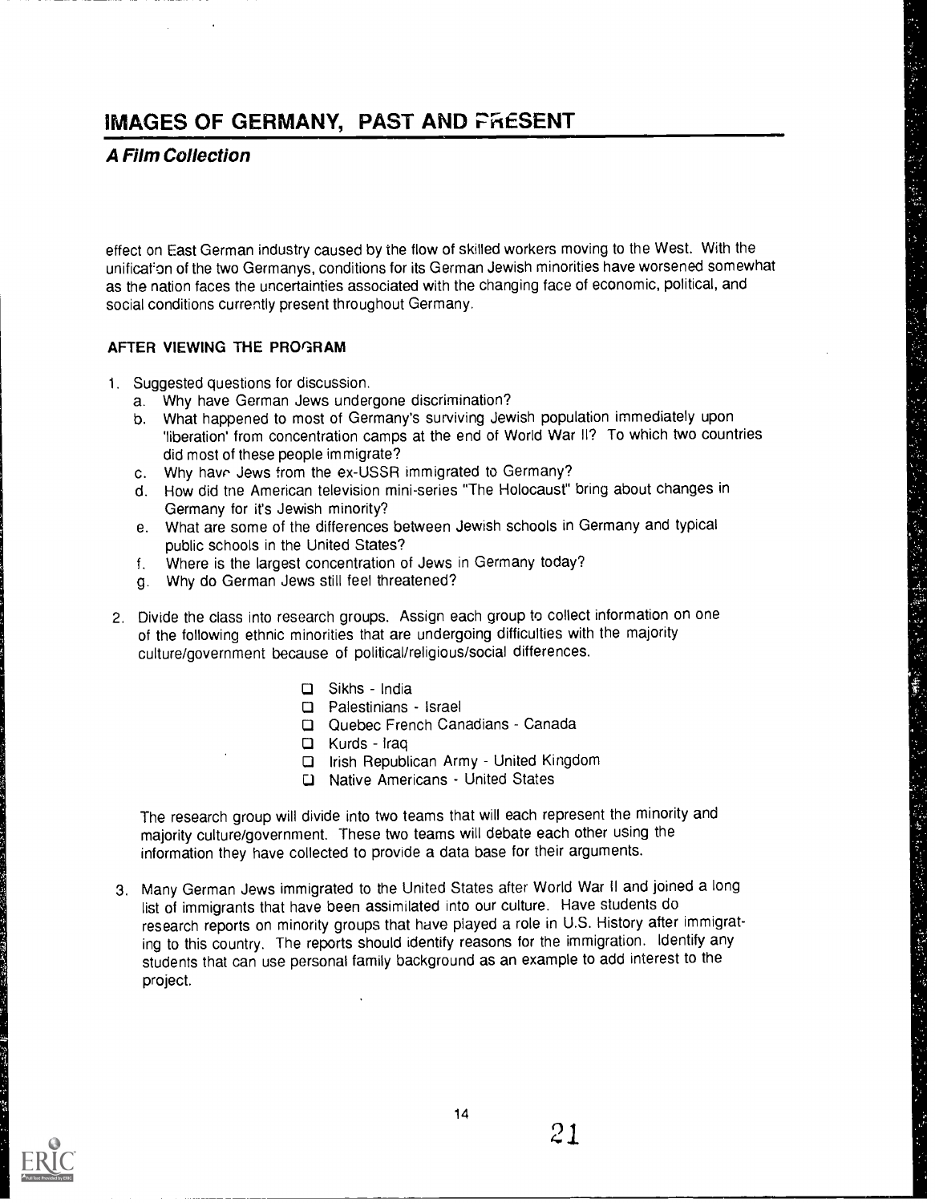effect on East German industry caused by the flow of skilled workers moving to the West. With the unification of the two Germanys, conditions for its German Jewish minorities have worsened somewhat as the nation faces the uncertainties associated with the changing face of economic, political, and social conditions currently present throughout Germany.

#### AFTER VIEWING THE PROGRAM

1. Suggested questions for discussion.
   a. Why have German Jews undergone discrimination?
   b. What happened to most of Germany's surviving Jewish population immediately upon 'liberation' from concentration camps at the end of World War II? To which two countries did most of these people immigrate?
   c. Why have Jews from the ex-USSR immigrated to Germany?
   d. How did the American television mini-series "The Holocaust" bring about changes in Germany for it's Jewish minority?
   e. What are some of the differences between Jewish schools in Germany and typical public schools in the United States?
   f. Where is the largest concentration of Jews in Germany today?
   g. Why do German Jews still feel threatened?

2. Divide the class into research groups. Assign each group to collect information on one of the following ethnic minorities that are undergoing difficulties with the majority culture/government because of political/religious/social differences.

   - Sikhs - India
   - Palestinians - Israel
   - Quebec French Canadians - Canada
   - Kurds - Iraq
   - Irish Republican Army - United Kingdom
   - Native Americans - United States

   The research group will divide into two teams that will each represent the minority and majority culture/government. These two teams will debate each other using the information they have collected to provide a data base for their arguments.

3. Many German Jews immigrated to the United States after World War II and joined a long list of immigrants that have been assimilated into our culture. Have students do research reports on minority groups that have played a role in U.S. History after immigrating to this country. The reports should identify reasons for the immigration. Identify any students that can use personal family background as an example to add interest to the project.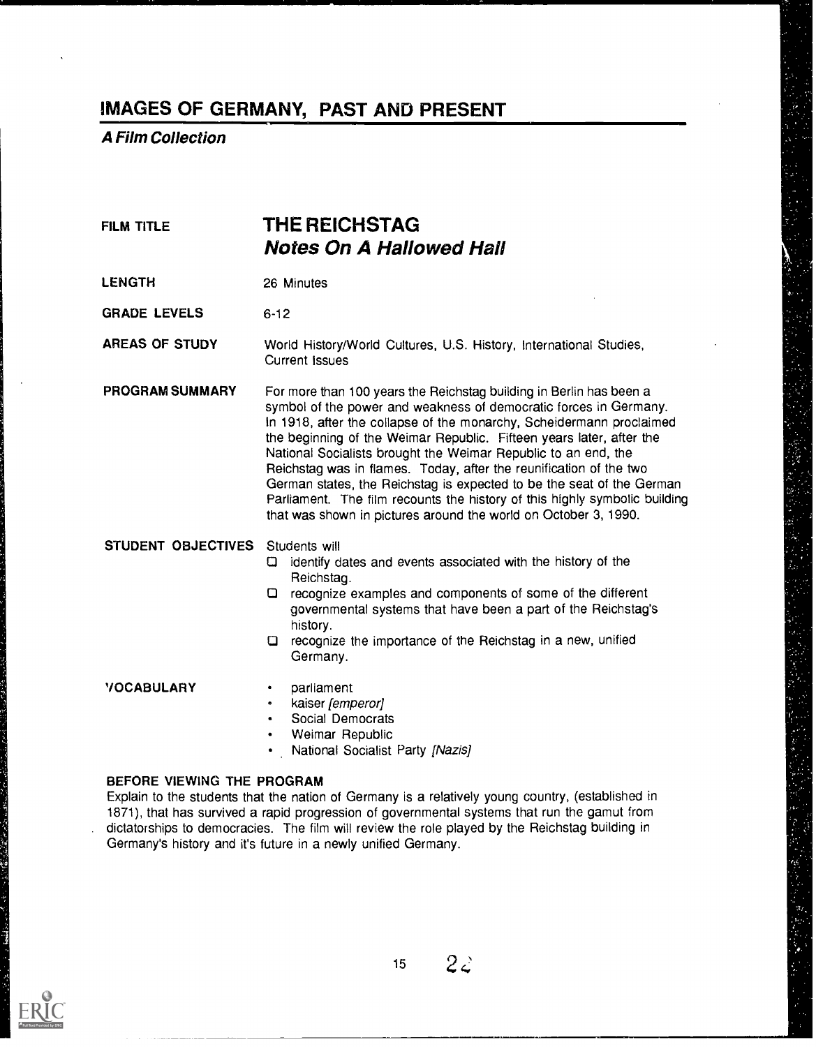# IMAGES OF GERMANY, PAST AND PRESENT

***A Film Collection***

**FILM TITLE** — **THE REICHSTAG**
***Notes On A Hallowed Hall***

**LENGTH** — 26 Minutes

**GRADE LEVELS** — 6-12

**AREAS OF STUDY** — World History/World Cultures, U.S. History, International Studies, Current Issues

**PROGRAM SUMMARY** — For more than 100 years the Reichstag building in Berlin has been a symbol of the power and weakness of democratic forces in Germany. In 1918, after the collapse of the monarchy, Scheidermann proclaimed the beginning of the Weimar Republic. Fifteen years later, after the National Socialists brought the Weimar Republic to an end, the Reichstag was in flames. Today, after the reunification of the two German states, the Reichstag is expected to be the seat of the German Parliament. The film recounts the history of this highly symbolic building that was shown in pictures around the world on October 3, 1990.

**STUDENT OBJECTIVES** — Students will

- ❑ identify dates and events associated with the history of the Reichstag.
- ❑ recognize examples and components of some of the different governmental systems that have been a part of the Reichstag's history.
- ❑ recognize the importance of the Reichstag in a new, unified Germany.

**VOCABULARY**

- parliament
- kaiser *[emperor]*
- Social Democrats
- Weimar Republic
- National Socialist Party *[Nazis]*

**BEFORE VIEWING THE PROGRAM**

Explain to the students that the nation of Germany is a relatively young country, (established in 1871), that has survived a rapid progression of governmental systems that run the gamut from dictatorships to democracies. The film will review the role played by the Reichstag building in Germany's history and it's future in a newly unified Germany.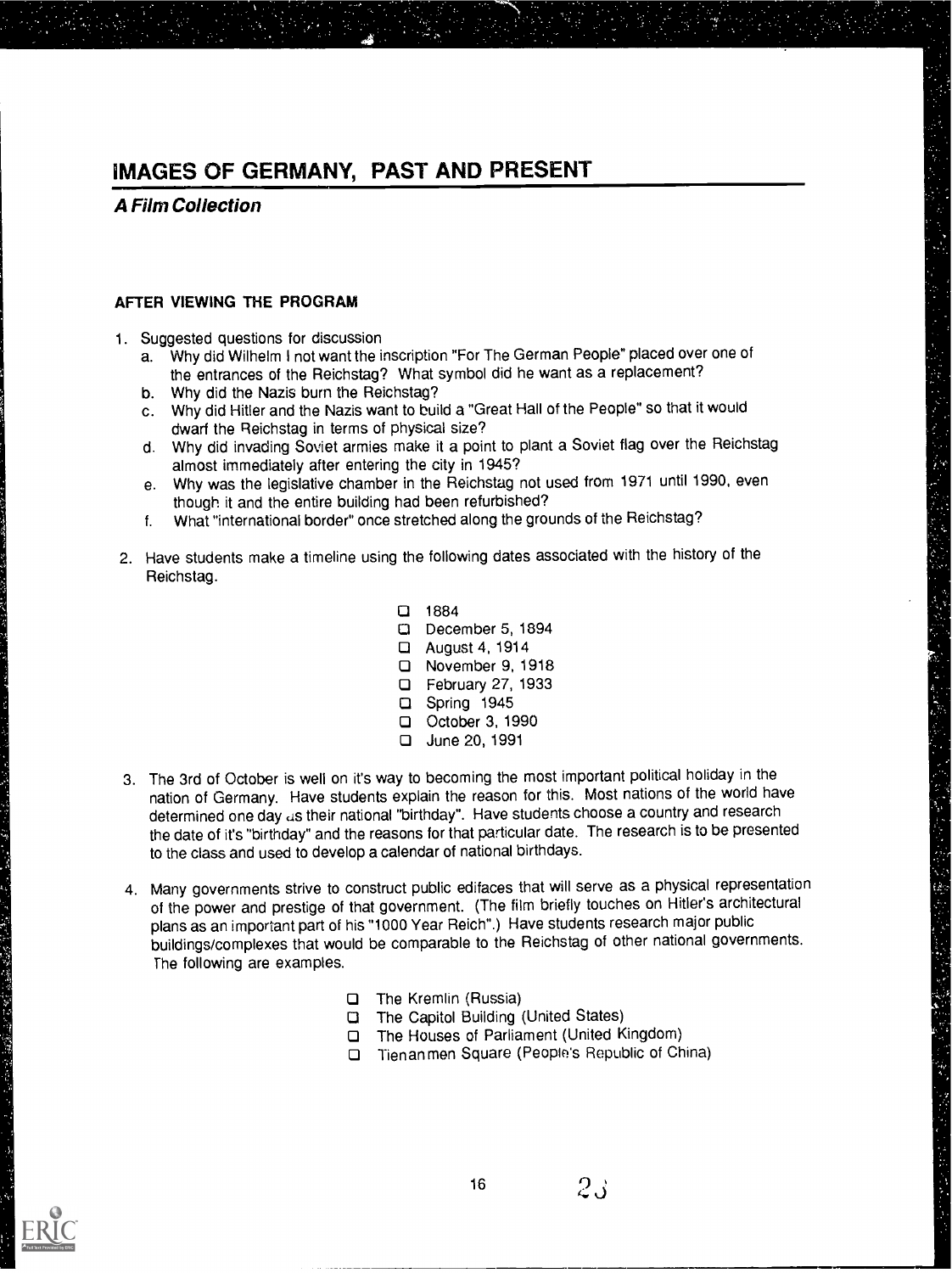# IMAGES OF GERMANY, PAST AND PRESENT

***A Film Collection***

**AFTER VIEWING THE PROGRAM**

1. Suggested questions for discussion
   a. Why did Wilhelm I not want the inscription "For The German People" placed over one of the entrances of the Reichstag? What symbol did he want as a replacement?
   b. Why did the Nazis burn the Reichstag?
   c. Why did Hitler and the Nazis want to build a "Great Hall of the People" so that it would dwarf the Reichstag in terms of physical size?
   d. Why did invading Soviet armies make it a point to plant a Soviet flag over the Reichstag almost immediately after entering the city in 1945?
   e. Why was the legislative chamber in the Reichstag not used from 1971 until 1990, even though it and the entire building had been refurbished?
   f. What "international border" once stretched along the grounds of the Reichstag?

2. Have students make a timeline using the following dates associated with the history of the Reichstag.

   - 1884
   - December 5, 1894
   - August 4, 1914
   - November 9, 1918
   - February 27, 1933
   - Spring 1945
   - October 3, 1990
   - June 20, 1991

3. The 3rd of October is well on it's way to becoming the most important political holiday in the nation of Germany. Have students explain the reason for this. Most nations of the world have determined one day as their national "birthday". Have students choose a country and research the date of it's "birthday" and the reasons for that particular date. The research is to be presented to the class and used to develop a calendar of national birthdays.

4. Many governments strive to construct public edifaces that will serve as a physical representation of the power and prestige of that government. (The film briefly touches on Hitler's architectural plans as an important part of his "1000 Year Reich".) Have students research major public buildings/complexes that would be comparable to the Reichstag of other national governments. The following are examples.

   - The Kremlin (Russia)
   - The Capitol Building (United States)
   - The Houses of Parliament (United Kingdom)
   - Tienanmen Square (People's Republic of China)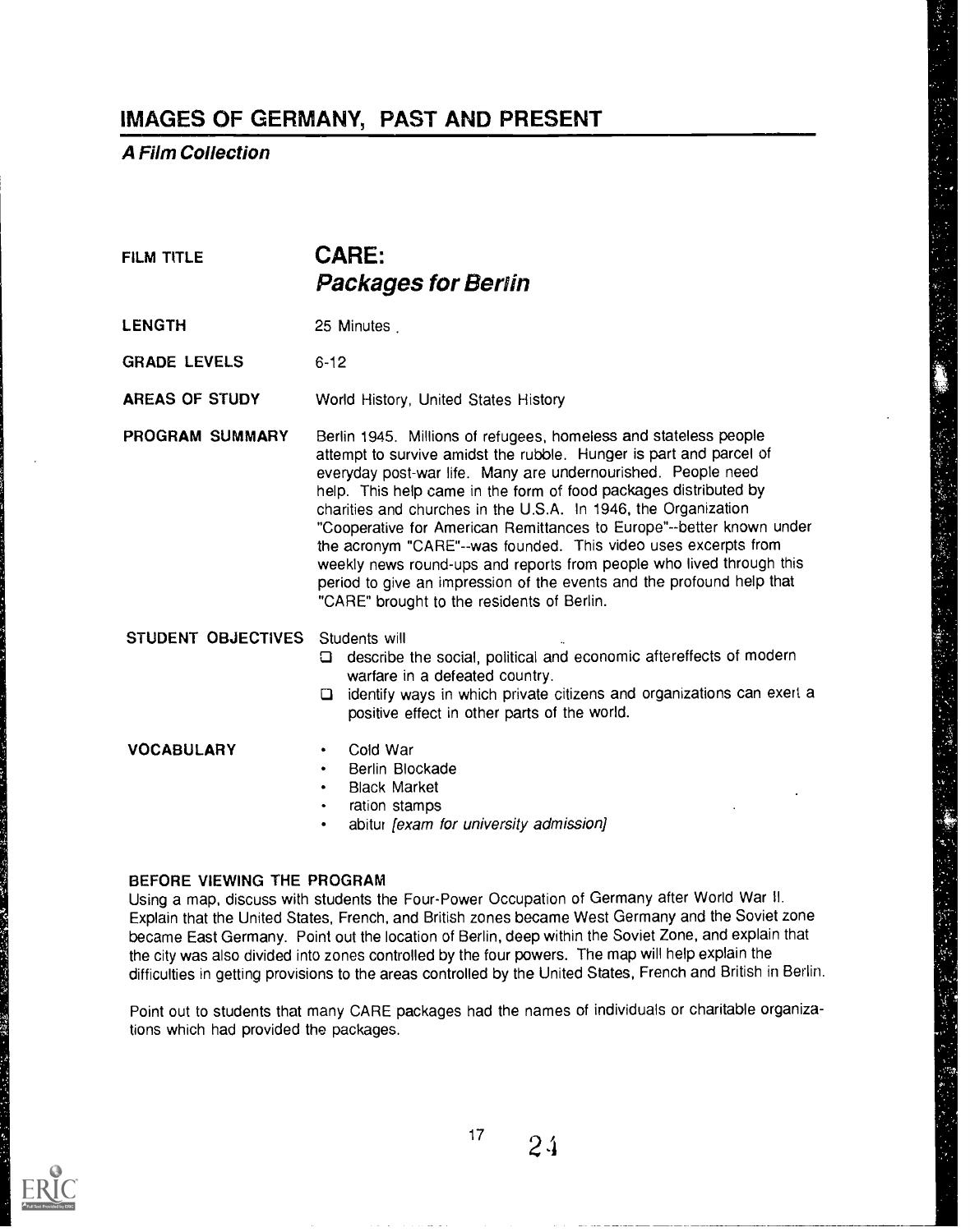# IMAGES OF GERMANY, PAST AND PRESENT

***A Film Collection***

**FILM TITLE** **CARE: *Packages for Berlin***

**LENGTH** 25 Minutes .

**GRADE LEVELS** 6-12

**AREAS OF STUDY** World History, United States History

**PROGRAM SUMMARY** Berlin 1945. Millions of refugees, homeless and stateless people attempt to survive amidst the rubble. Hunger is part and parcel of everyday post-war life. Many are undernourished. People need help. This help came in the form of food packages distributed by charities and churches in the U.S.A. In 1946, the Organization "Cooperative for American Remittances to Europe"--better known under the acronym "CARE"--was founded. This video uses excerpts from weekly news round-ups and reports from people who lived through this period to give an impression of the events and the profound help that "CARE" brought to the residents of Berlin.

**STUDENT OBJECTIVES** Students will

- ❑ describe the social, political and economic aftereffects of modern warfare in a defeated country.
- ❑ identify ways in which private citizens and organizations can exert a positive effect in other parts of the world.

**VOCABULARY**

- Cold War
- Berlin Blockade
- Black Market
- ration stamps
- abitur *[exam for university admission]*

**BEFORE VIEWING THE PROGRAM**

Using a map, discuss with students the Four-Power Occupation of Germany after World War II. Explain that the United States, French, and British zones became West Germany and the Soviet zone became East Germany. Point out the location of Berlin, deep within the Soviet Zone, and explain that the city was also divided into zones controlled by the four powers. The map will help explain the difficulties in getting provisions to the areas controlled by the United States, French and British in Berlin.

Point out to students that many CARE packages had the names of individuals or charitable organizations which had provided the packages.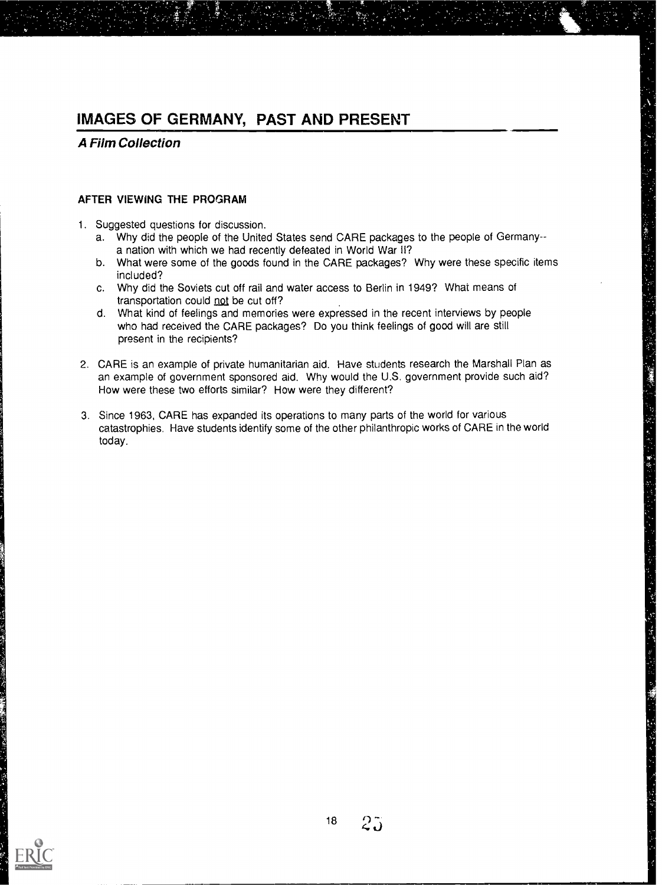# IMAGES OF GERMANY, PAST AND PRESENT

***A Film Collection***

## AFTER VIEWING THE PROGRAM

1. Suggested questions for discussion.
   a. Why did the people of the United States send CARE packages to the people of Germany--a nation with which we had recently defeated in World War II?
   b. What were some of the goods found in the CARE packages? Why were these specific items included?
   c. Why did the Soviets cut off rail and water access to Berlin in 1949? What means of transportation could <u>not</u> be cut off?
   d. What kind of feelings and memories were expressed in the recent interviews by people who had received the CARE packages? Do you think feelings of good will are still present in the recipients?

2. CARE is an example of private humanitarian aid. Have students research the Marshall Plan as an example of government sponsored aid. Why would the U.S. government provide such aid? How were these two efforts similar? How were they different?

3. Since 1963, CARE has expanded its operations to many parts of the world for various catastrophies. Have students identify some of the other philanthropic works of CARE in the world today.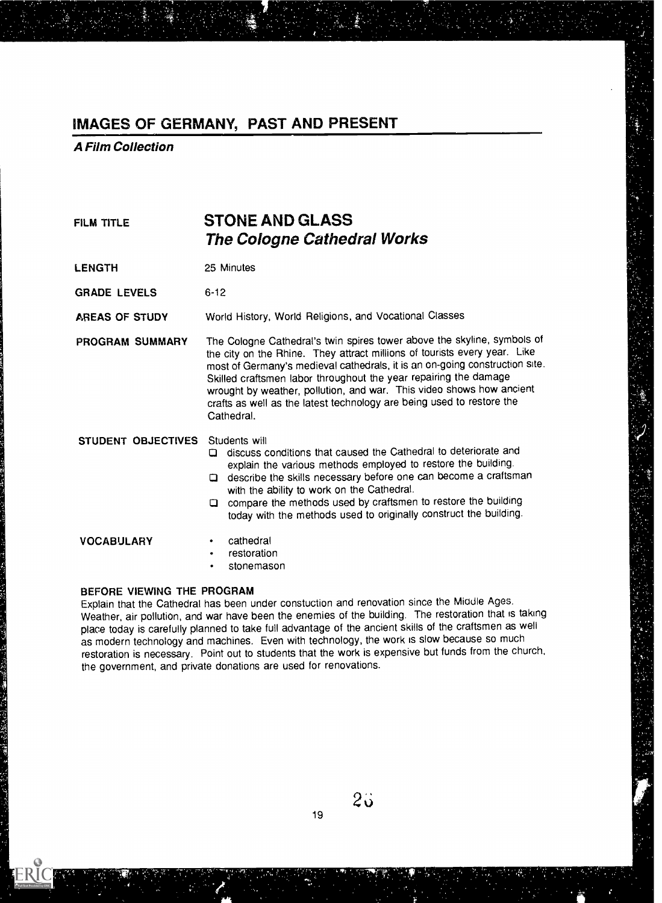## IMAGES OF GERMANY, PAST AND PRESENT

***A Film Collection***

**FILM TITLE** 

## STONE AND GLASS
### *The Cologne Cathedral Works*

**LENGTH** 25 Minutes

**GRADE LEVELS** 6-12

**AREAS OF STUDY** World History, World Religions, and Vocational Classes

**PROGRAM SUMMARY** The Cologne Cathedral's twin spires tower above the skyline, symbols of the city on the Rhine. They attract millions of tourists every year. Like most of Germany's medieval cathedrals, it is an on-going construction site. Skilled craftsmen labor throughout the year repairing the damage wrought by weather, pollution, and war. This video shows how ancient crafts as well as the latest technology are being used to restore the Cathedral.

**STUDENT OBJECTIVES** Students will

- discuss conditions that caused the Cathedral to deteriorate and explain the various methods employed to restore the building.
- describe the skills necessary before one can become a craftsman with the ability to work on the Cathedral.
- compare the methods used by craftsmen to restore the building today with the methods used to originally construct the building.

**VOCABULARY**

- cathedral
- restoration
- stonemason

**BEFORE VIEWING THE PROGRAM**

Explain that the Cathedral has been under constuction and renovation since the Middle Ages. Weather, air pollution, and war have been the enemies of the building. The restoration that is taking place today is carefully planned to take full advantage of the ancient skills of the craftsmen as well as modern technology and machines. Even with technology, the work is slow because so much restoration is necessary. Point out to students that the work is expensive but funds from the church, the government, and private donations are used for renovations.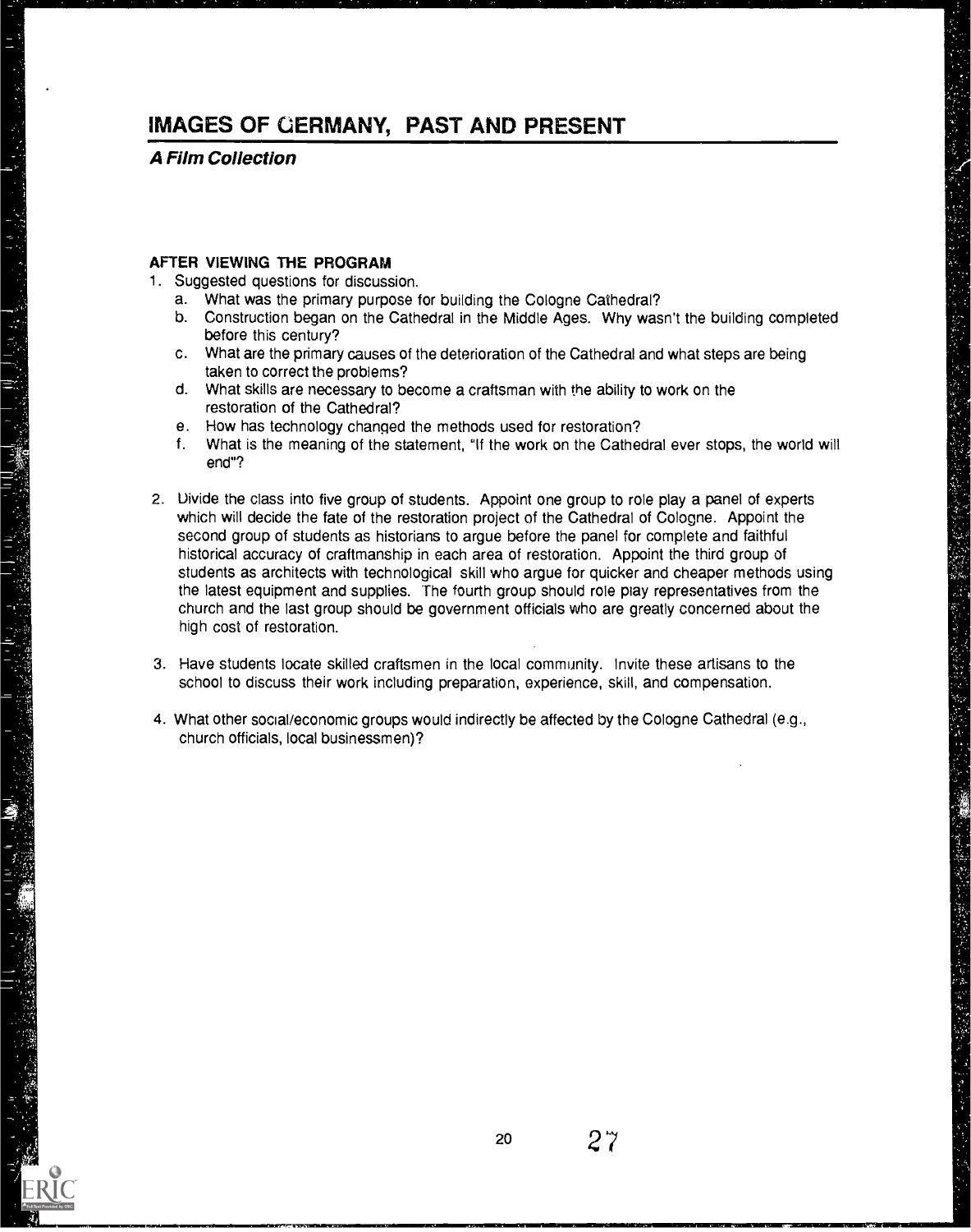# IMAGES OF GERMANY, PAST AND PRESENT

***A Film Collection***

**AFTER VIEWING THE PROGRAM**

1. Suggested questions for discussion.
   a. What was the primary purpose for building the Cologne Cathedral?
   b. Construction began on the Cathedral in the Middle Ages. Why wasn't the building completed before this century?
   c. What are the primary causes of the deterioration of the Cathedral and what steps are being taken to correct the problems?
   d. What skills are necessary to become a craftsman with the ability to work on the restoration of the Cathedral?
   e. How has technology changed the methods used for restoration?
   f. What is the meaning of the statement, "If the work on the Cathedral ever stops, the world will end"?

2. Divide the class into five group of students. Appoint one group to role play a panel of experts which will decide the fate of the restoration project of the Cathedral of Cologne. Appoint the second group of students as historians to argue before the panel for complete and faithful historical accuracy of craftmanship in each area of restoration. Appoint the third group of students as architects with technological skill who argue for quicker and cheaper methods using the latest equipment and supplies. The fourth group should role play representatives from the church and the last group should be government officials who are greatly concerned about the high cost of restoration.

3. Have students locate skilled craftsmen in the local community. Invite these artisans to the school to discuss their work including preparation, experience, skill, and compensation.

4. What other social/economic groups would indirectly be affected by the Cologne Cathedral (e.g., church officials, local businessmen)?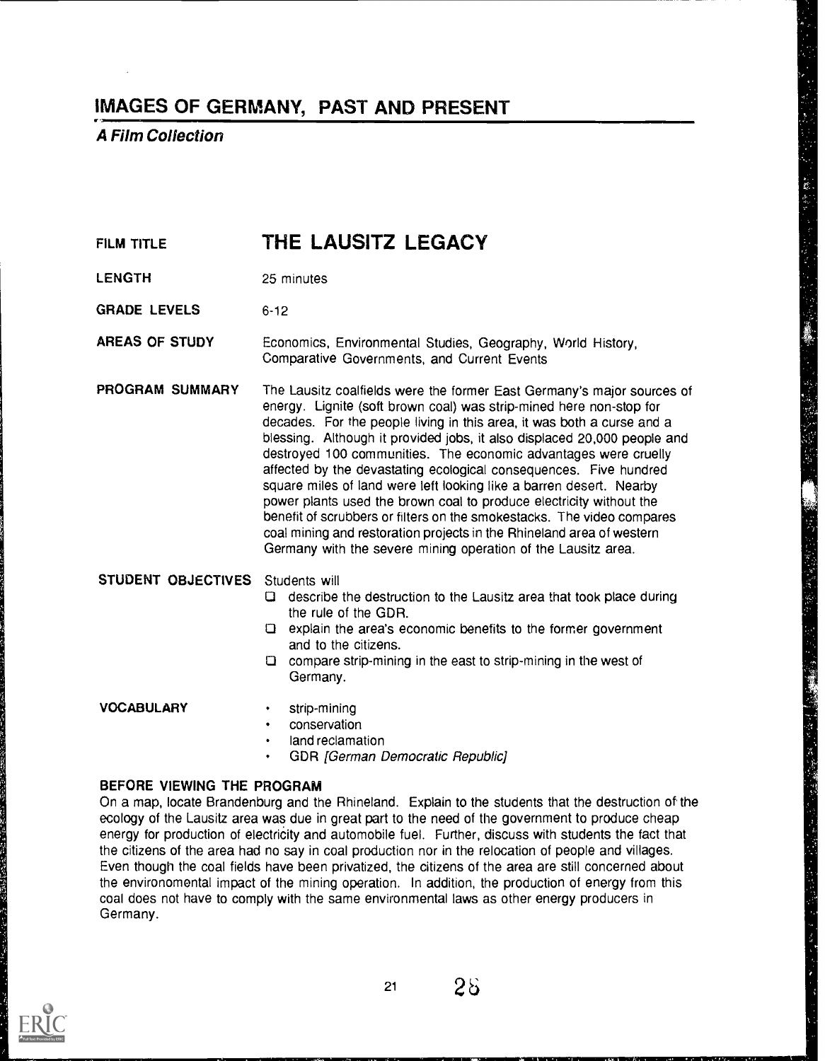# IMAGES OF GERMANY, PAST AND PRESENT

***A Film Collection***

**FILM TITLE** — **THE LAUSITZ LEGACY**

**LENGTH** — 25 minutes

**GRADE LEVELS** — 6-12

**AREAS OF STUDY** — Economics, Environmental Studies, Geography, World History, Comparative Governments, and Current Events

**PROGRAM SUMMARY** — The Lausitz coalfields were the former East Germany's major sources of energy. Lignite (soft brown coal) was strip-mined here non-stop for decades. For the people living in this area, it was both a curse and a blessing. Although it provided jobs, it also displaced 20,000 people and destroyed 100 communities. The economic advantages were cruelly affected by the devastating ecological consequences. Five hundred square miles of land were left looking like a barren desert. Nearby power plants used the brown coal to produce electricity without the benefit of scrubbers or filters on the smokestacks. The video compares coal mining and restoration projects in the Rhineland area of western Germany with the severe mining operation of the Lausitz area.

**STUDENT OBJECTIVES** — Students will

- ❑ describe the destruction to the Lausitz area that took place during the rule of the GDR.
- ❑ explain the area's economic benefits to the former government and to the citizens.
- ❑ compare strip-mining in the east to strip-mining in the west of Germany.

**VOCABULARY**

- strip-mining
- conservation
- land reclamation
- GDR *[German Democratic Republic]*

### BEFORE VIEWING THE PROGRAM

On a map, locate Brandenburg and the Rhineland. Explain to the students that the destruction of the ecology of the Lausitz area was due in great part to the need of the government to produce cheap energy for production of electricity and automobile fuel. Further, discuss with students the fact that the citizens of the area had no say in coal production nor in the relocation of people and villages. Even though the coal fields have been privatized, the citizens of the area are still concerned about the environomental impact of the mining operation. In addition, the production of energy from this coal does not have to comply with the same environmental laws as other energy producers in Germany.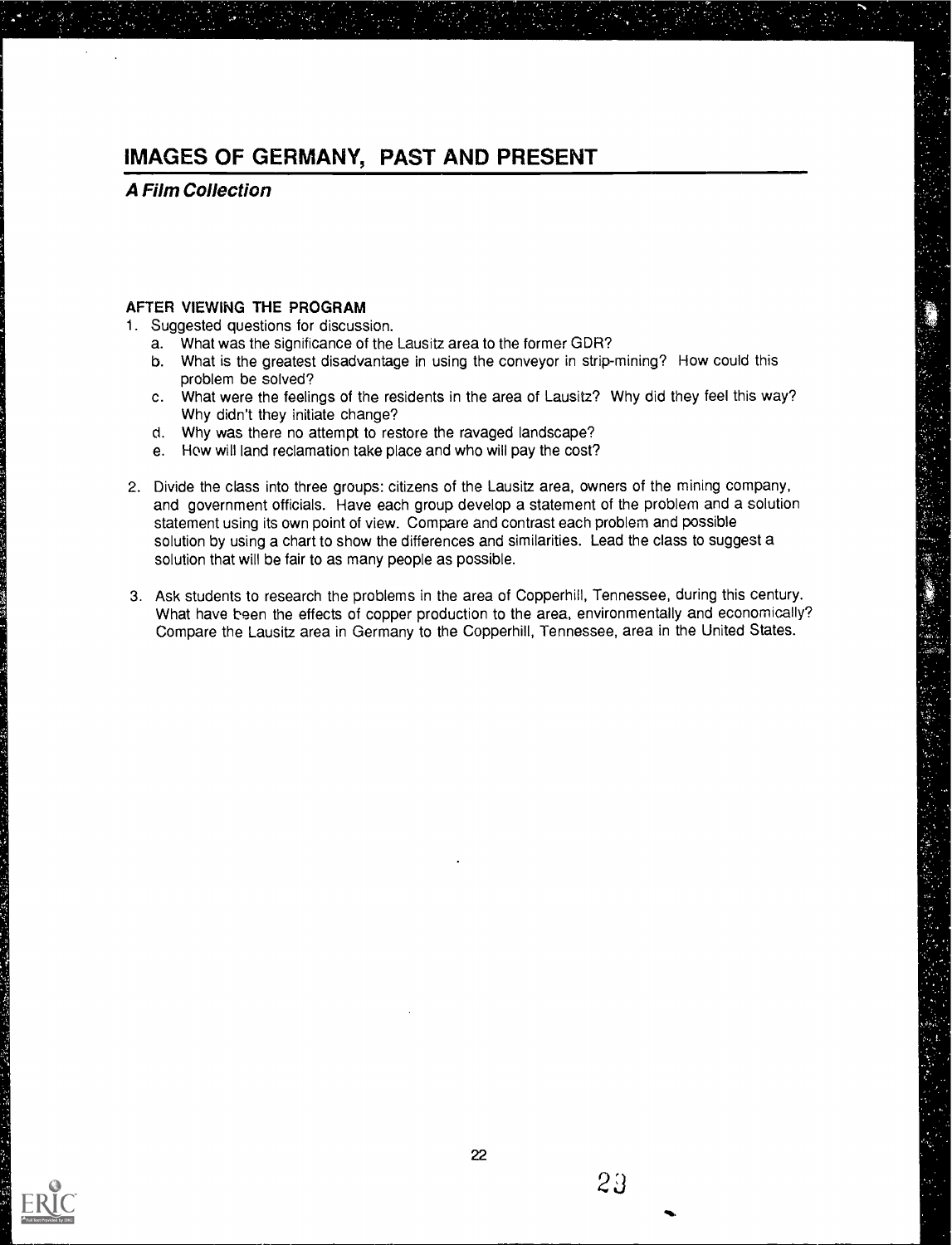# IMAGES OF GERMANY, PAST AND PRESENT

***A Film Collection***

**AFTER VIEWING THE PROGRAM**

1. Suggested questions for discussion.
   a. What was the significance of the Lausitz area to the former GDR?
   b. What is the greatest disadvantage in using the conveyor in strip-mining? How could this problem be solved?
   c. What were the feelings of the residents in the area of Lausitz? Why did they feel this way? Why didn't they initiate change?
   d. Why was there no attempt to restore the ravaged landscape?
   e. How will land reclamation take place and who will pay the cost?

2. Divide the class into three groups: citizens of the Lausitz area, owners of the mining company, and government officials. Have each group develop a statement of the problem and a solution statement using its own point of view. Compare and contrast each problem and possible solution by using a chart to show the differences and similarities. Lead the class to suggest a solution that will be fair to as many people as possible.

3. Ask students to research the problems in the area of Copperhill, Tennessee, during this century. What have been the effects of copper production to the area, environmentally and economically? Compare the Lausitz area in Germany to the Copperhill, Tennessee, area in the United States.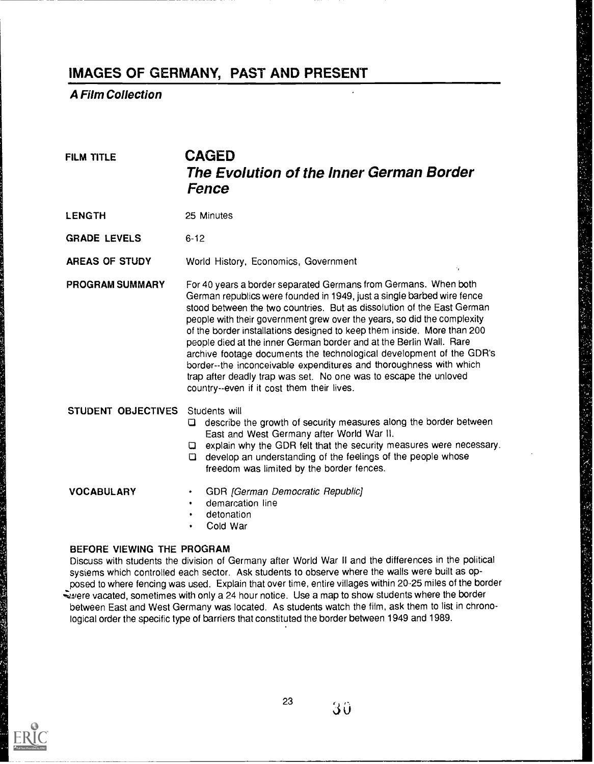# IMAGES OF GERMANY, PAST AND PRESENT

***A Film Collection***

**FILM TITLE**

## CAGED
### *The Evolution of the Inner German Border Fence*

**LENGTH** 25 Minutes

**GRADE LEVELS** 6-12

**AREAS OF STUDY** World History, Economics, Government

**PROGRAM SUMMARY** For 40 years a border separated Germans from Germans. When both German republics were founded in 1949, just a single barbed wire fence stood between the two countries. But as dissolution of the East German people with their government grew over the years, so did the complexity of the border installations designed to keep them inside. More than 200 people died at the inner German border and at the Berlin Wall. Rare archive footage documents the technological development of the GDR's border--the inconceivable expenditures and thoroughness with which trap after deadly trap was set. No one was to escape the unloved country--even if it cost them their lives.

**STUDENT OBJECTIVES** Students will

- ❑ describe the growth of security measures along the border between East and West Germany after World War II.
- ❑ explain why the GDR felt that the security measures were necessary.
- ❑ develop an understanding of the feelings of the people whose freedom was limited by the border fences.

**VOCABULARY**

- GDR *[German Democratic Republic]*
- demarcation line
- detonation
- Cold War

**BEFORE VIEWING THE PROGRAM**

Discuss with students the division of Germany after World War II and the differences in the political systems which controlled each sector. Ask students to observe where the walls were built as opposed to where fencing was used. Explain that over time, entire villages within 20-25 miles of the border were vacated, sometimes with only a 24 hour notice. Use a map to show students where the border between East and West Germany was located. As students watch the film, ask them to list in chronological order the specific type of barriers that constituted the border between 1949 and 1989.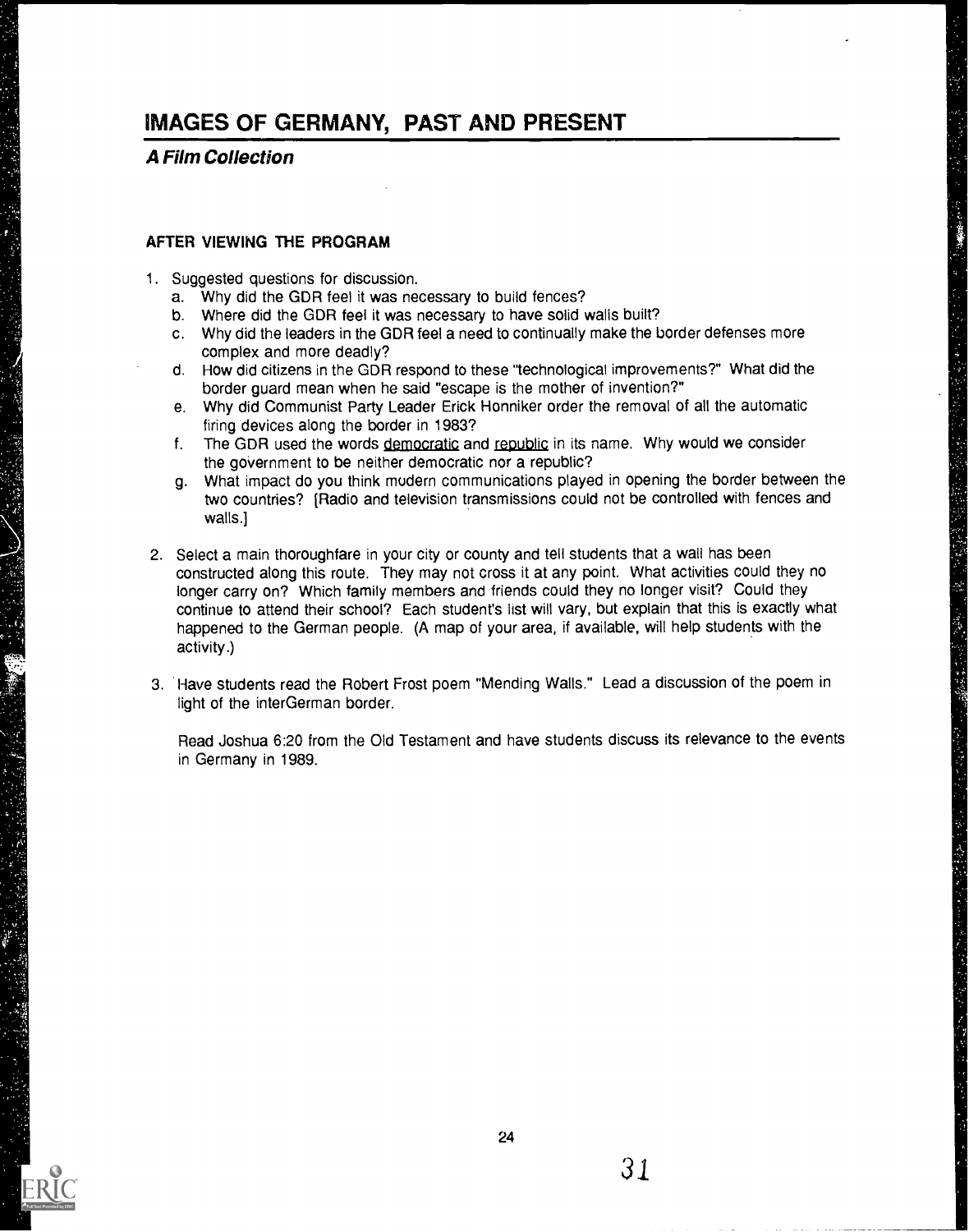# IMAGES OF GERMANY, PAST AND PRESENT

## *A Film Collection*

### AFTER VIEWING THE PROGRAM

1. Suggested questions for discussion.
   a. Why did the GDR feel it was necessary to build fences?
   b. Where did the GDR feel it was necessary to have solid walls built?
   c. Why did the leaders in the GDR feel a need to continually make the border defenses more complex and more deadly?
   d. How did citizens in the GDR respond to these "technological improvements?" What did the border guard mean when he said "escape is the mother of invention?"
   e. Why did Communist Party Leader Erick Honniker order the removal of all the automatic firing devices along the border in 1983?
   f. The GDR used the words democratic and republic in its name. Why would we consider the government to be neither democratic nor a republic?
   g. What impact do you think modern communications played in opening the border between the two countries? [Radio and television transmissions could not be controlled with fences and walls.]

2. Select a main thoroughfare in your city or county and tell students that a wall has been constructed along this route. They may not cross it at any point. What activities could they no longer carry on? Which family members and friends could they no longer visit? Could they continue to attend their school? Each student's list will vary, but explain that this is exactly what happened to the German people. (A map of your area, if available, will help students with the activity.)

3. Have students read the Robert Frost poem "Mending Walls." Lead a discussion of the poem in light of the interGerman border.

   Read Joshua 6:20 from the Old Testament and have students discuss its relevance to the events in Germany in 1989.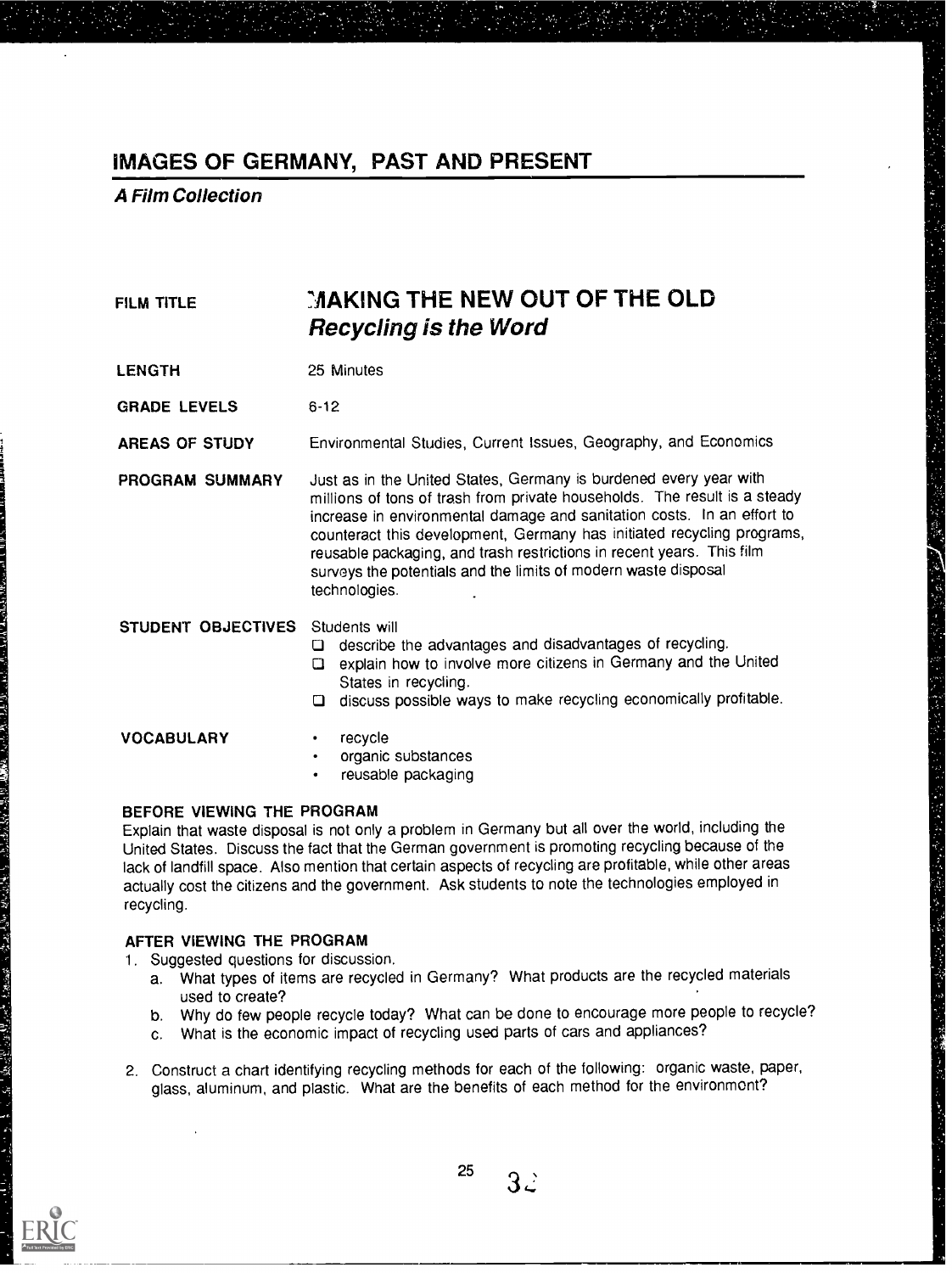## IMAGES OF GERMANY, PAST AND PRESENT

*A Film Collection*

**FILM TITLE** — **MAKING THE NEW OUT OF THE OLD**
***Recycling is the Word***

**LENGTH** — 25 Minutes

**GRADE LEVELS** — 6-12

**AREAS OF STUDY** — Environmental Studies, Current Issues, Geography, and Economics

**PROGRAM SUMMARY** — Just as in the United States, Germany is burdened every year with millions of tons of trash from private households. The result is a steady increase in environmental damage and sanitation costs. In an effort to counteract this development, Germany has initiated recycling programs, reusable packaging, and trash restrictions in recent years. This film surveys the potentials and the limits of modern waste disposal technologies.

**STUDENT OBJECTIVES** — Students will

- describe the advantages and disadvantages of recycling.
- explain how to involve more citizens in Germany and the United States in recycling.
- discuss possible ways to make recycling economically profitable.

**VOCABULARY**

- recycle
- organic substances
- reusable packaging

### BEFORE VIEWING THE PROGRAM

Explain that waste disposal is not only a problem in Germany but all over the world, including the United States. Discuss the fact that the German government is promoting recycling because of the lack of landfill space. Also mention that certain aspects of recycling are profitable, while other areas actually cost the citizens and the government. Ask students to note the technologies employed in recycling.

### AFTER VIEWING THE PROGRAM

1. Suggested questions for discussion.
   a. What types of items are recycled in Germany? What products are the recycled materials used to create?
   b. Why do few people recycle today? What can be done to encourage more people to recycle?
   c. What is the economic impact of recycling used parts of cars and appliances?
2. Construct a chart identifying recycling methods for each of the following: organic waste, paper, glass, aluminum, and plastic. What are the benefits of each method for the environment?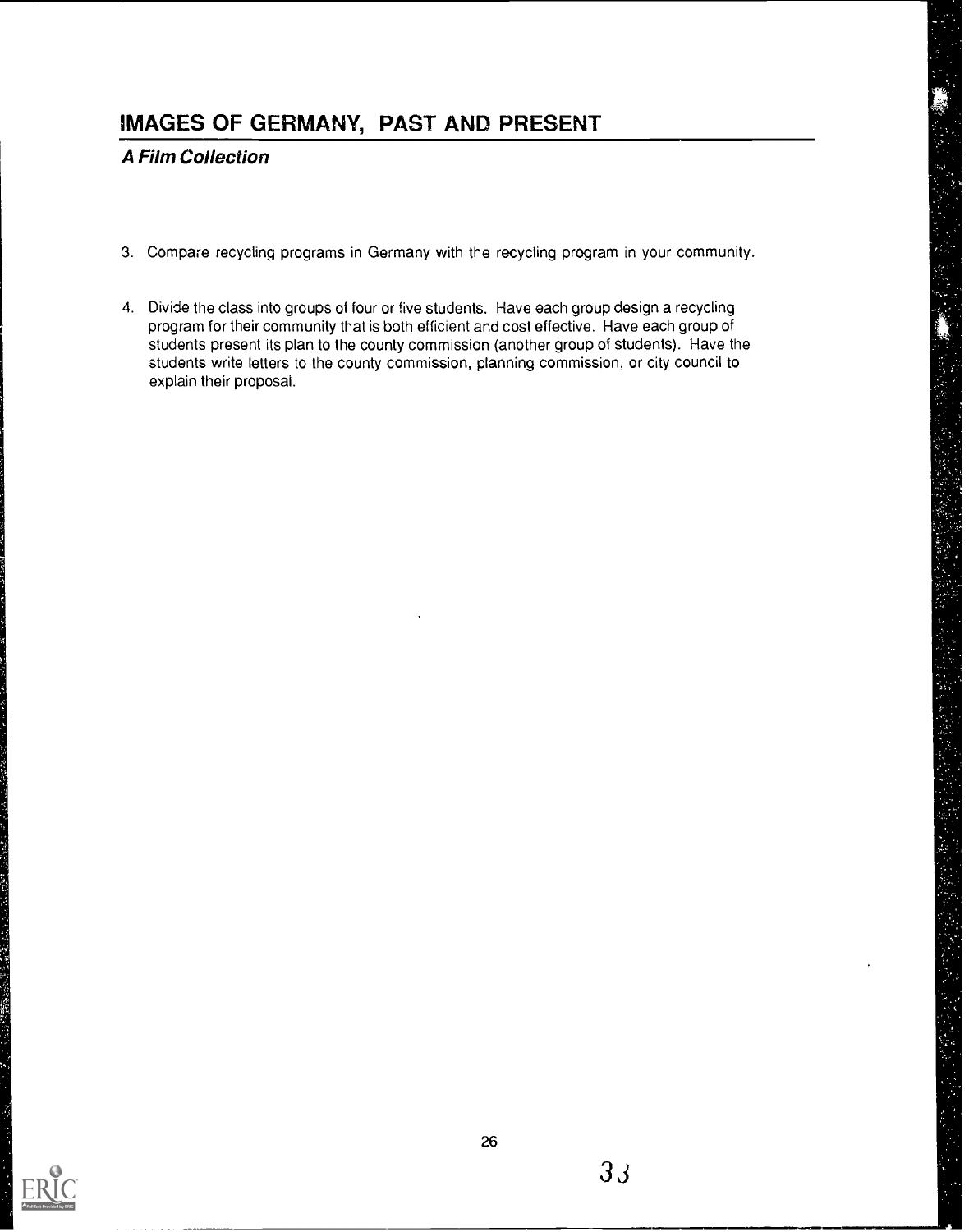3. Compare recycling programs in Germany with the recycling program in your community.

4. Divide the class into groups of four or five students. Have each group design a recycling program for their community that is both efficient and cost effective. Have each group of students present its plan to the county commission (another group of students). Have the students write letters to the county commission, planning commission, or city council to explain their proposal.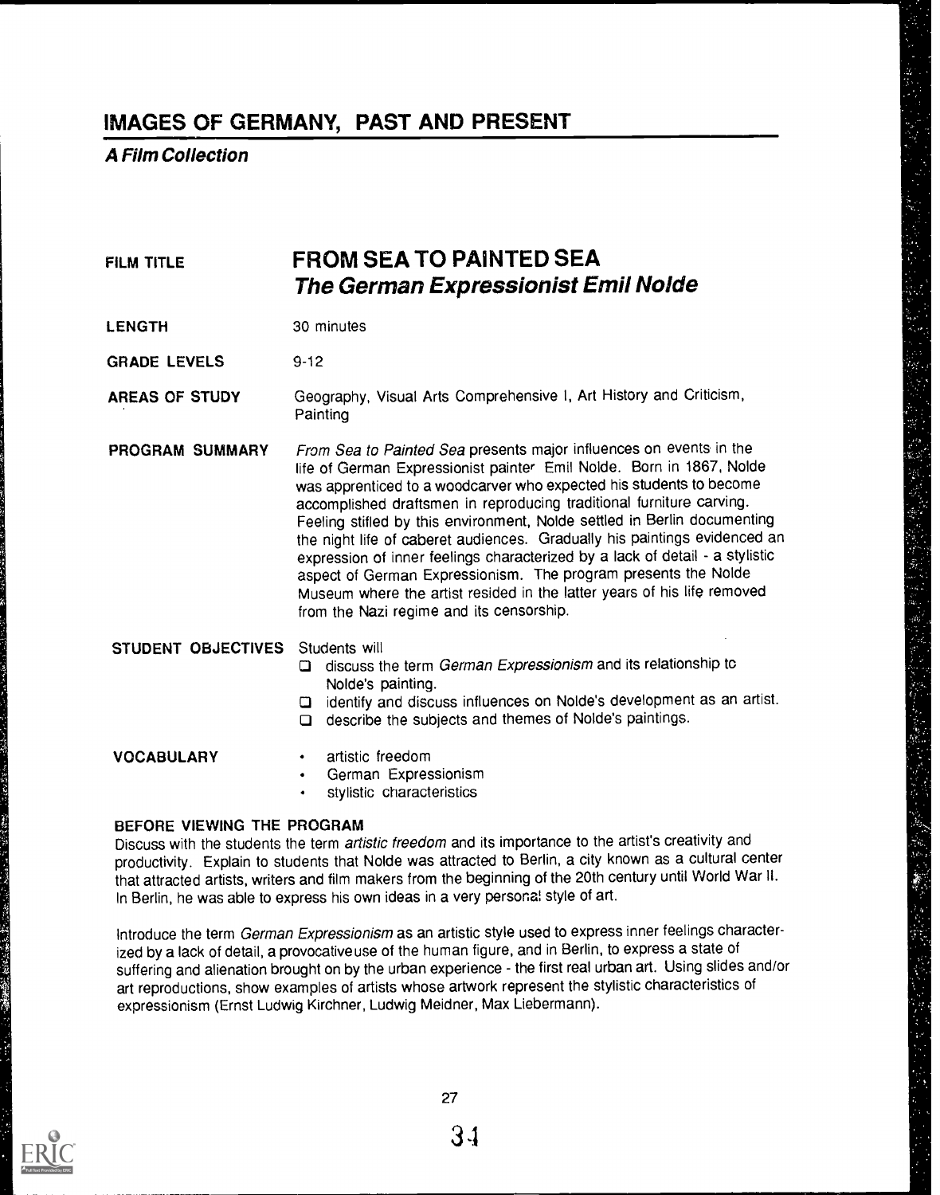# IMAGES OF GERMANY, PAST AND PRESENT

***A Film Collection***

**FILM TITLE** **FROM SEA TO PAINTED SEA**
***The German Expressionist Emil Nolde***

**LENGTH** 30 minutes

**GRADE LEVELS** 9-12

**AREAS OF STUDY** Geography, Visual Arts Comprehensive I, Art History and Criticism, Painting

**PROGRAM SUMMARY** *From Sea to Painted Sea* presents major influences on events in the life of German Expressionist painter Emil Nolde. Born in 1867, Nolde was apprenticed to a woodcarver who expected his students to become accomplished draftsmen in reproducing traditional furniture carving. Feeling stifled by this environment, Nolde settled in Berlin documenting the night life of caberet audiences. Gradually his paintings evidenced an expression of inner feelings characterized by a lack of detail - a stylistic aspect of German Expressionism. The program presents the Nolde Museum where the artist resided in the latter years of his life removed from the Nazi regime and its censorship.

**STUDENT OBJECTIVES** Students will

- ❑ discuss the term *German Expressionism* and its relationship to Nolde's painting.
- ❑ identify and discuss influences on Nolde's development as an artist.
- ❑ describe the subjects and themes of Nolde's paintings.

**VOCABULARY**

- artistic freedom
- German Expressionism
- stylistic characteristics

**BEFORE VIEWING THE PROGRAM**

Discuss with the students the term *artistic freedom* and its importance to the artist's creativity and productivity. Explain to students that Nolde was attracted to Berlin, a city known as a cultural center that attracted artists, writers and film makers from the beginning of the 20th century until World War II. In Berlin, he was able to express his own ideas in a very personal style of art.

Introduce the term *German Expressionism* as an artistic style used to express inner feelings characterized by a lack of detail, a provocativeuse of the human figure, and in Berlin, to express a state of suffering and alienation brought on by the urban experience - the first real urban art. Using slides and/or art reproductions, show examples of artists whose artwork represent the stylistic characteristics of expressionism (Ernst Ludwig Kirchner, Ludwig Meidner, Max Liebermann).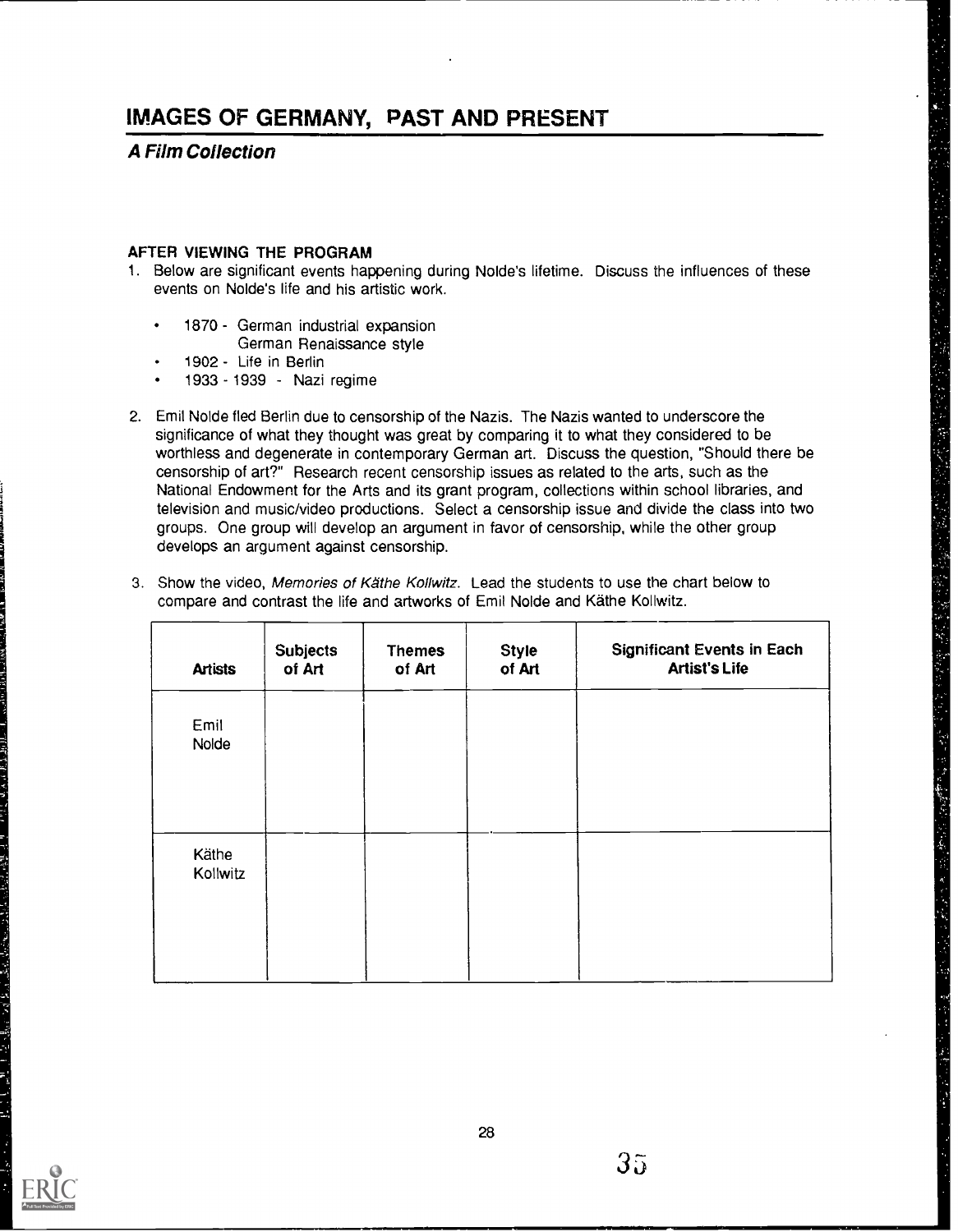# IMAGES OF GERMANY, PAST AND PRESENT

***A Film Collection***

**AFTER VIEWING THE PROGRAM**

1. Below are significant events happening during Nolde's lifetime. Discuss the influences of these events on Nolde's life and his artistic work.

   - 1870 - German industrial expansion
     German Renaissance style
   - 1902 - Life in Berlin
   - 1933 - 1939 - Nazi regime

2. Emil Nolde fled Berlin due to censorship of the Nazis. The Nazis wanted to underscore the significance of what they thought was great by comparing it to what they considered to be worthless and degenerate in contemporary German art. Discuss the question, "Should there be censorship of art?" Research recent censorship issues as related to the arts, such as the National Endowment for the Arts and its grant program, collections within school libraries, and television and music/video productions. Select a censorship issue and divide the class into two groups. One group will develop an argument in favor of censorship, while the other group develops an argument against censorship.

3. Show the video, *Memories of Käthe Kollwitz*. Lead the students to use the chart below to compare and contrast the life and artworks of Emil Nolde and Käthe Kollwitz.

| Artists | Subjects of Art | Themes of Art | Style of Art | Significant Events in Each Artist's Life |
|---|---|---|---|---|
| Emil Nolde | | | | |
| Käthe Kollwitz | | | | |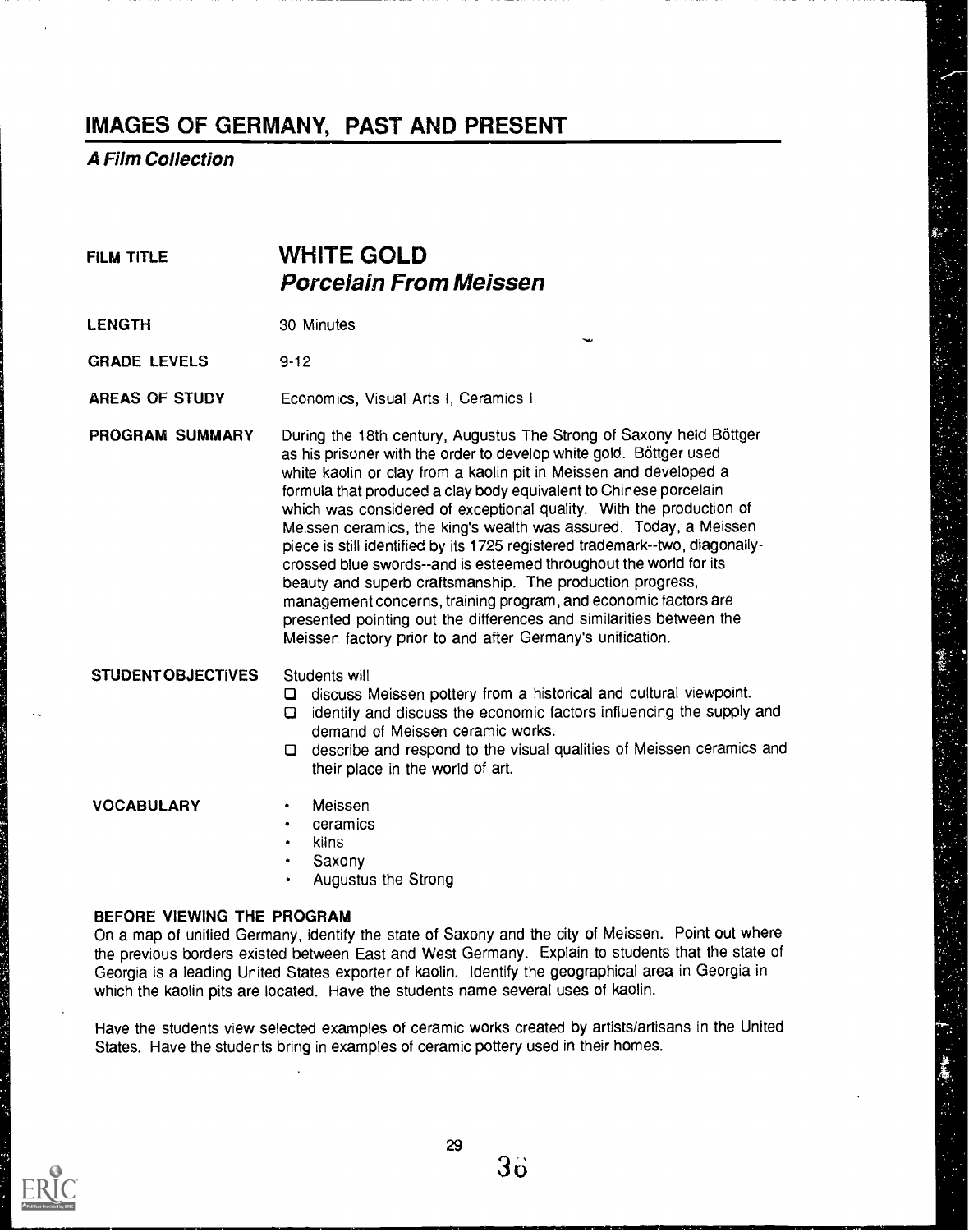# IMAGES OF GERMANY, PAST AND PRESENT

***A Film Collection***

| | |
|---|---|
| FILM TITLE | **WHITE GOLD** ***Porcelain From Meissen*** |
| LENGTH | 30 Minutes |
| GRADE LEVELS | 9-12 |
| AREAS OF STUDY | Economics, Visual Arts I, Ceramics I |
| PROGRAM SUMMARY | During the 18th century, Augustus The Strong of Saxony held Böttger as his prisoner with the order to develop white gold. Böttger used white kaolin or clay from a kaolin pit in Meissen and developed a formula that produced a clay body equivalent to Chinese porcelain which was considered of exceptional quality. With the production of Meissen ceramics, the king's wealth was assured. Today, a Meissen piece is still identified by its 1725 registered trademark--two, diagonally-crossed blue swords--and is esteemed throughout the world for its beauty and superb craftsmanship. The production progress, management concerns, training program, and economic factors are presented pointing out the differences and similarities between the Meissen factory prior to and after Germany's unification. |

**STUDENT OBJECTIVES**

Students will
- discuss Meissen pottery from a historical and cultural viewpoint.
- identify and discuss the economic factors influencing the supply and demand of Meissen ceramic works.
- describe and respond to the visual qualities of Meissen ceramics and their place in the world of art.

**VOCABULARY**

- Meissen
- ceramics
- kilns
- Saxony
- Augustus the Strong

**BEFORE VIEWING THE PROGRAM**

On a map of unified Germany, identify the state of Saxony and the city of Meissen. Point out where the previous borders existed between East and West Germany. Explain to students that the state of Georgia is a leading United States exporter of kaolin. Identify the geographical area in Georgia in which the kaolin pits are located. Have the students name several uses of kaolin.

Have the students view selected examples of ceramic works created by artists/artisans in the United States. Have the students bring in examples of ceramic pottery used in their homes.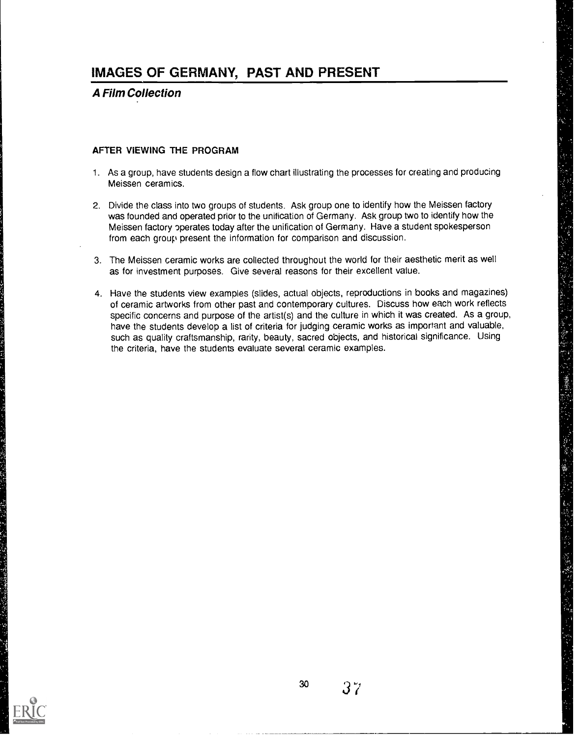# IMAGES OF GERMANY, PAST AND PRESENT

***A Film Collection***

### AFTER VIEWING THE PROGRAM

1. As a group, have students design a flow chart illustrating the processes for creating and producing Meissen ceramics.

2. Divide the class into two groups of students. Ask group one to identify how the Meissen factory was founded and operated prior to the unification of Germany. Ask group two to identify how the Meissen factory operates today after the unification of Germany. Have a student spokesperson from each group present the information for comparison and discussion.

3. The Meissen ceramic works are collected throughout the world for their aesthetic merit as well as for investment purposes. Give several reasons for their excellent value.

4. Have the students view examples (slides, actual objects, reproductions in books and magazines) of ceramic artworks from other past and contemporary cultures. Discuss how each work reflects specific concerns and purpose of the artist(s) and the culture in which it was created. As a group, have the students develop a list of criteria for judging ceramic works as important and valuable, such as quality craftsmanship, rarity, beauty, sacred objects, and historical significance. Using the criteria, have the students evaluate several ceramic examples.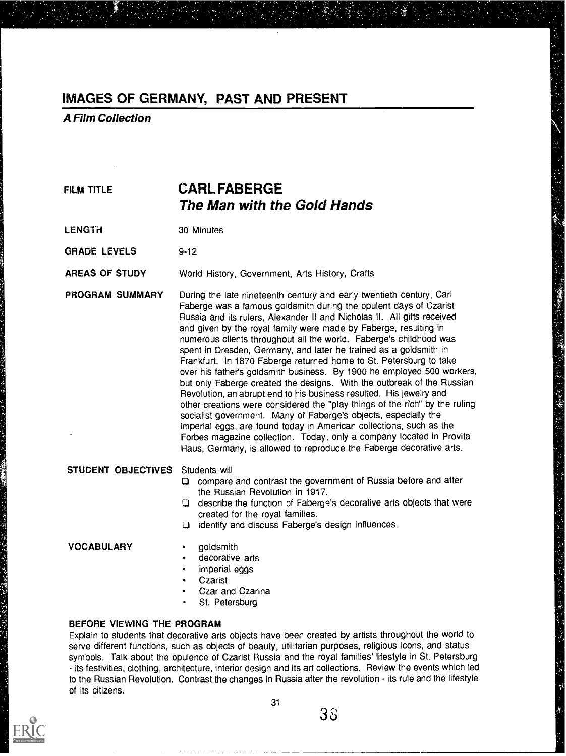# IMAGES OF GERMANY, PAST AND PRESENT

***A Film Collection***

| | |
|---|---|
| FILM TITLE | **CARL FABERGE** ***The Man with the Gold Hands*** |
| LENGTH | 30 Minutes |
| GRADE LEVELS | 9-12 |
| AREAS OF STUDY | World History, Government, Arts History, Crafts |
| PROGRAM SUMMARY | During the late nineteenth century and early twentieth century, Carl Faberge was a famous goldsmith during the opulent days of Czarist Russia and its rulers, Alexander II and Nicholas II. All gifts received and given by the royal family were made by Faberge, resulting in numerous clients throughout all the world. Faberge's childhood was spent in Dresden, Germany, and later he trained as a goldsmith in Frankfurt. In 1870 Faberge returned home to St. Petersburg to take over his father's goldsmith business. By 1900 he employed 500 workers, but only Faberge created the designs. With the outbreak of the Russian Revolution, an abrupt end to his business resulted. His jewelry and other creations were considered the "play things of the rich" by the ruling socialist government. Many of Faberge's objects, especially the imperial eggs, are found today in American collections, such as the Forbes magazine collection. Today, only a company located in Provita Haus, Germany, is allowed to reproduce the Faberge decorative arts. |

**STUDENT OBJECTIVES** Students will

- compare and contrast the government of Russia before and after the Russian Revolution in 1917.
- describe the function of Faberge's decorative arts objects that were created for the royal families.
- identify and discuss Faberge's design influences.

**VOCABULARY**

- goldsmith
- decorative arts
- imperial eggs
- Czarist
- Czar and Czarina
- St. Petersburg

**BEFORE VIEWING THE PROGRAM**

Explain to students that decorative arts objects have been created by artists throughout the world to serve different functions, such as objects of beauty, utilitarian purposes, religious icons, and status symbols. Talk about the opulence of Czarist Russia and the royal families' lifestyle in St. Petersburg - its festivities, clothing, architecture, interior design and its art collections. Review the events which led to the Russian Revolution. Contrast the changes in Russia after the revolution - its rule and the lifestyle of its citizens.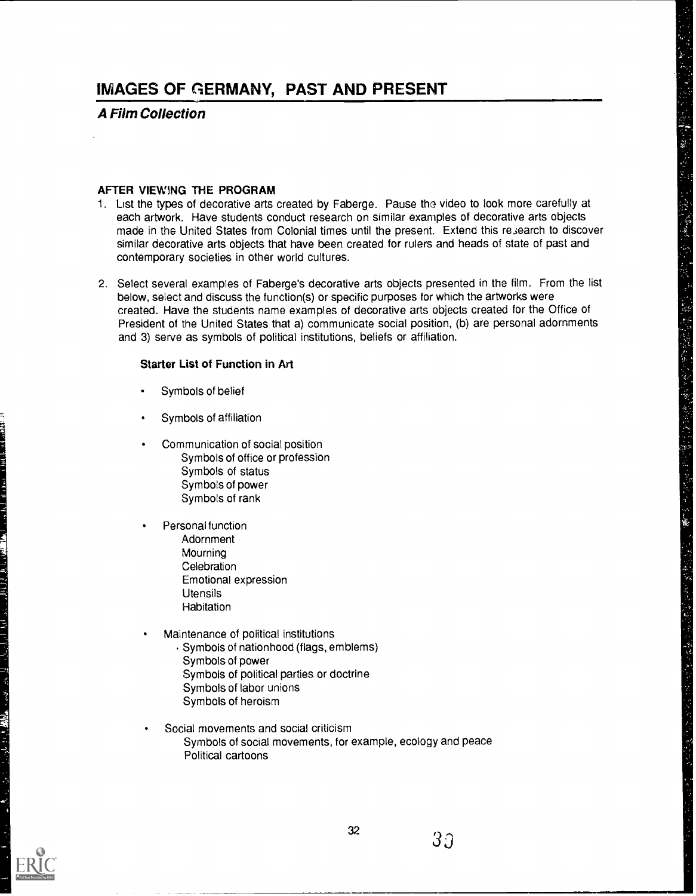# IMAGES OF GERMANY, PAST AND PRESENT

***A Film Collection***

**AFTER VIEWING THE PROGRAM**

1. List the types of decorative arts created by Faberge. Pause the video to look more carefully at each artwork. Have students conduct research on similar examples of decorative arts objects made in the United States from Colonial times until the present. Extend this research to discover similar decorative arts objects that have been created for rulers and heads of state of past and contemporary societies in other world cultures.

2. Select several examples of Faberge's decorative arts objects presented in the film. From the list below, select and discuss the function(s) or specific purposes for which the artworks were created. Have the students name examples of decorative arts objects created for the Office of President of the United States that a) communicate social position, (b) are personal adornments and 3) serve as symbols of political institutions, beliefs or affiliation.

   **Starter List of Function in Art**

   - Symbols of belief
   - Symbols of affiliation
   - Communication of social position
     - Symbols of office or profession
     - Symbols of status
     - Symbols of power
     - Symbols of rank
   - Personal function
     - Adornment
     - Mourning
     - Celebration
     - Emotional expression
     - Utensils
     - Habitation
   - Maintenance of political institutions
     - Symbols of nationhood (flags, emblems)
     - Symbols of power
     - Symbols of political parties or doctrine
     - Symbols of labor unions
     - Symbols of heroism
   - Social movements and social criticism
     - Symbols of social movements, for example, ecology and peace
     - Political cartoons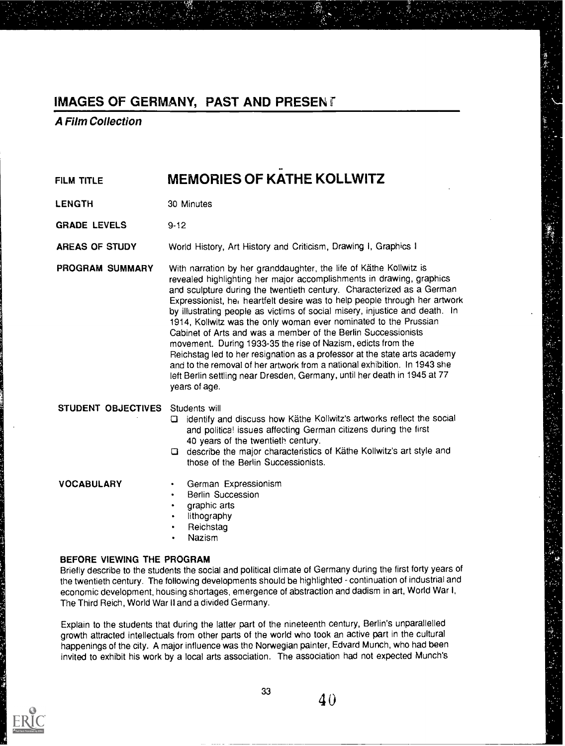# IMAGES OF GERMANY, PAST AND PRESENT

***A Film Collection***

**FILM TITLE** **MEMORIES OF KÄTHE KOLLWITZ**

**LENGTH** 30 Minutes

**GRADE LEVELS** 9-12

**AREAS OF STUDY** World History, Art History and Criticism, Drawing I, Graphics I

**PROGRAM SUMMARY** With narration by her granddaughter, the life of Käthe Kollwitz is revealed highlighting her major accomplishments in drawing, graphics and sculpture during the twentieth century. Characterized as a German Expressionist, her heartfelt desire was to help people through her artwork by illustrating people as victims of social misery, injustice and death. In 1914, Kollwitz was the only woman ever nominated to the Prussian Cabinet of Arts and was a member of the Berlin Successionists movement. During 1933-35 the rise of Nazism, edicts from the Reichstag led to her resignation as a professor at the state arts academy and to the removal of her artwork from a national exhibition. In 1943 she left Berlin settling near Dresden, Germany, until her death in 1945 at 77 years of age.

**STUDENT OBJECTIVES** Students will

- ❑ identify and discuss how Käthe Kollwitz's artworks reflect the social and political issues affecting German citizens during the first 40 years of the twentieth century.
- ❑ describe the major characteristics of Käthe Kollwitz's art style and those of the Berlin Successionists.

**VOCABULARY**

- German Expressionism
- Berlin Succession
- graphic arts
- lithography
- Reichstag
- Nazism

**BEFORE VIEWING THE PROGRAM**

Briefly describe to the students the social and political climate of Germany during the first forty years of the twentieth century. The following developments should be highlighted - continuation of industrial and economic development, housing shortages, emergence of abstraction and dadism in art, World War I, The Third Reich, World War II and a divided Germany.

Explain to the students that during the latter part of the nineteenth century, Berlin's unparallelled growth attracted intellectuals from other parts of the world who took an active part in the cultural happenings of the city. A major influence was the Norwegian painter, Edvard Munch, who had been invited to exhibit his work by a local arts association. The association had not expected Munch's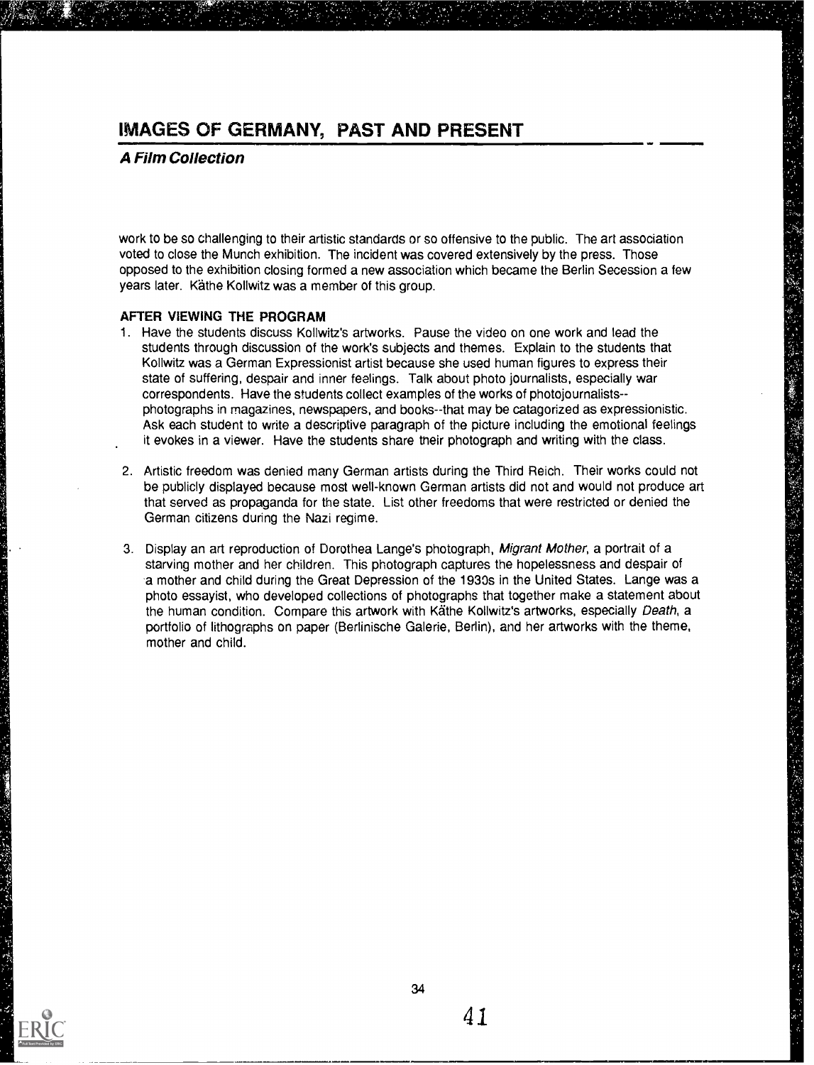work to be so challenging to their artistic standards or so offensive to the public. The art association voted to close the Munch exhibition. The incident was covered extensively by the press. Those opposed to the exhibition closing formed a new association which became the Berlin Secession a few years later. Käthe Kollwitz was a member of this group.

### AFTER VIEWING THE PROGRAM

1. Have the students discuss Kollwitz's artworks. Pause the video on one work and lead the students through discussion of the work's subjects and themes. Explain to the students that Kollwitz was a German Expressionist artist because she used human figures to express their state of suffering, despair and inner feelings. Talk about photo journalists, especially war correspondents. Have the students collect examples of the works of photojournalists--photographs in magazines, newspapers, and books--that may be catagorized as expressionistic. Ask each student to write a descriptive paragraph of the picture including the emotional feelings it evokes in a viewer. Have the students share their photograph and writing with the class.

2. Artistic freedom was denied many German artists during the Third Reich. Their works could not be publicly displayed because most well-known German artists did not and would not produce art that served as propaganda for the state. List other freedoms that were restricted or denied the German citizens during the Nazi regime.

3. Display an art reproduction of Dorothea Lange's photograph, *Migrant Mother*, a portrait of a starving mother and her children. This photograph captures the hopelessness and despair of a mother and child during the Great Depression of the 1930s in the United States. Lange was a photo essayist, who developed collections of photographs that together make a statement about the human condition. Compare this artwork with Käthe Kollwitz's artworks, especially *Death*, a portfolio of lithographs on paper (Berlinische Galerie, Berlin), and her artworks with the theme, mother and child.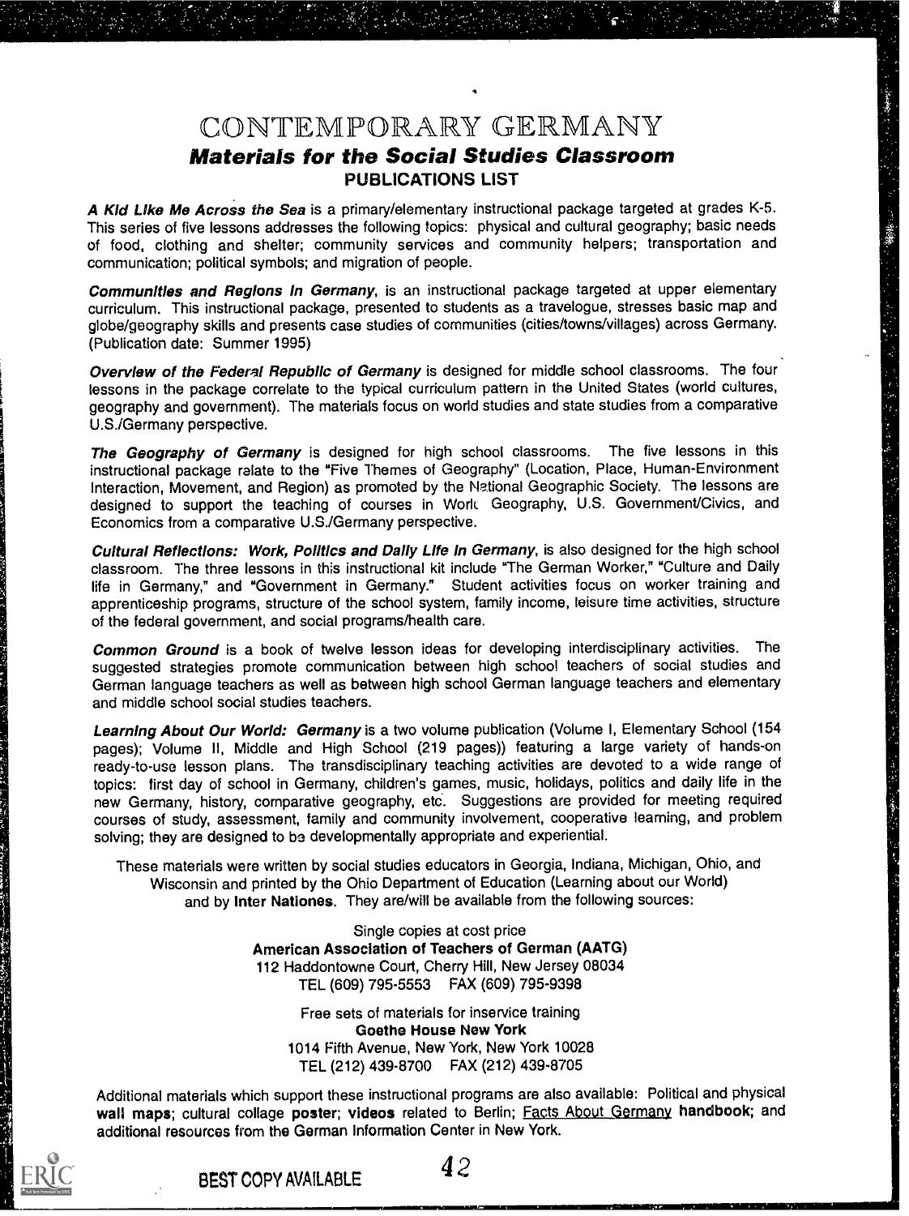# CONTEMPORARY GERMANY

## *Materials for the Social Studies Classroom*

### PUBLICATIONS LIST

***A Kid Like Me Across the Sea*** is a primary/elementary instructional package targeted at grades K-5. This series of five lessons addresses the following topics: physical and cultural geography; basic needs of food, clothing and shelter; community services and community helpers; transportation and communication; political symbols; and migration of people.

***Communities and Regions in Germany***, is an instructional package targeted at upper elementary curriculum. This instructional package, presented to students as a travelogue, stresses basic map and globe/geography skills and presents case studies of communities (cities/towns/villages) across Germany. (Publication date: Summer 1995)

***Overview of the Federal Republic of Germany*** is designed for middle school classrooms. The four lessons in the package correlate to the typical curriculum pattern in the United States (world cultures, geography and government). The materials focus on world studies and state studies from a comparative U.S./Germany perspective.

***The Geography of Germany*** is designed for high school classrooms. The five lessons in this instructional package relate to the "Five Themes of Geography" (Location, Place, Human-Environment Interaction, Movement, and Region) as promoted by the National Geographic Society. The lessons are designed to support the teaching of courses in World Geography, U.S. Government/Civics, and Economics from a comparative U.S./Germany perspective.

***Cultural Reflections: Work, Politics and Daily Life in Germany***, is also designed for the high school classroom. The three lessons in this instructional kit include "The German Worker," "Culture and Daily life in Germany," and "Government in Germany." Student activities focus on worker training and apprenticeship programs, structure of the school system, family income, leisure time activities, structure of the federal government, and social programs/health care.

***Common Ground*** is a book of twelve lesson ideas for developing interdisciplinary activities. The suggested strategies promote communication between high school teachers of social studies and German language teachers as well as between high school German language teachers and elementary and middle school social studies teachers.

***Learning About Our World: Germany*** is a two volume publication (Volume I, Elementary School (154 pages); Volume II, Middle and High School (219 pages)) featuring a large variety of hands-on ready-to-use lesson plans. The transdisciplinary teaching activities are devoted to a wide range of topics: first day of school in Germany, children's games, music, holidays, politics and daily life in the new Germany, history, comparative geography, etc. Suggestions are provided for meeting required courses of study, assessment, family and community involvement, cooperative learning, and problem solving; they are designed to be developmentally appropriate and experiential.

These materials were written by social studies educators in Georgia, Indiana, Michigan, Ohio, and Wisconsin and printed by the Ohio Department of Education (Learning about our World) and by **Inter Nationes**. They are/will be available from the following sources:

Single copies at cost price
**American Association of Teachers of German (AATG)**
112 Haddontowne Court, Cherry Hill, New Jersey 08034
TEL (609) 795-5553 FAX (609) 795-9398

Free sets of materials for inservice training
**Goethe House New York**
1014 Fifth Avenue, New York, New York 10028
TEL (212) 439-8700 FAX (212) 439-8705

Additional materials which support these instructional programs are also available: Political and physical **wall maps**; cultural collage **poster**; **videos** related to Berlin; Facts About Germany **handbook**; and additional resources from the German Information Center in New York.

BEST COPY AVAILABLE